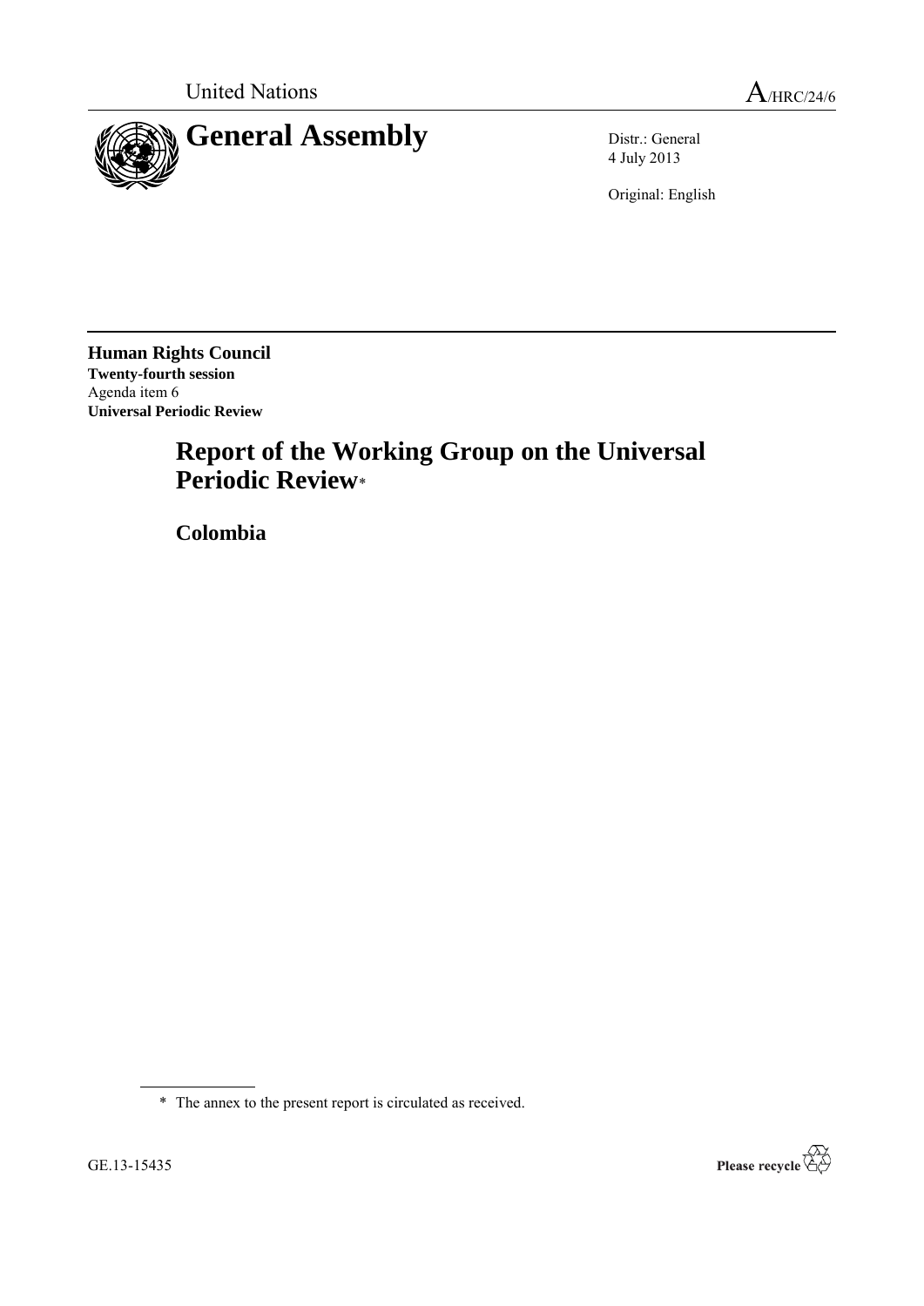United Nations A/HRC/24/6

# General Assembly

Distr.: General
4 July 2013

Original: English

**Human Rights Council**
**Twenty-fourth session**
Agenda item 6
**Universal Periodic Review**

# Report of the Working Group on the Universal Periodic Review*

## Colombia

\* The annex to the present report is circulated as received.

GE.13-15435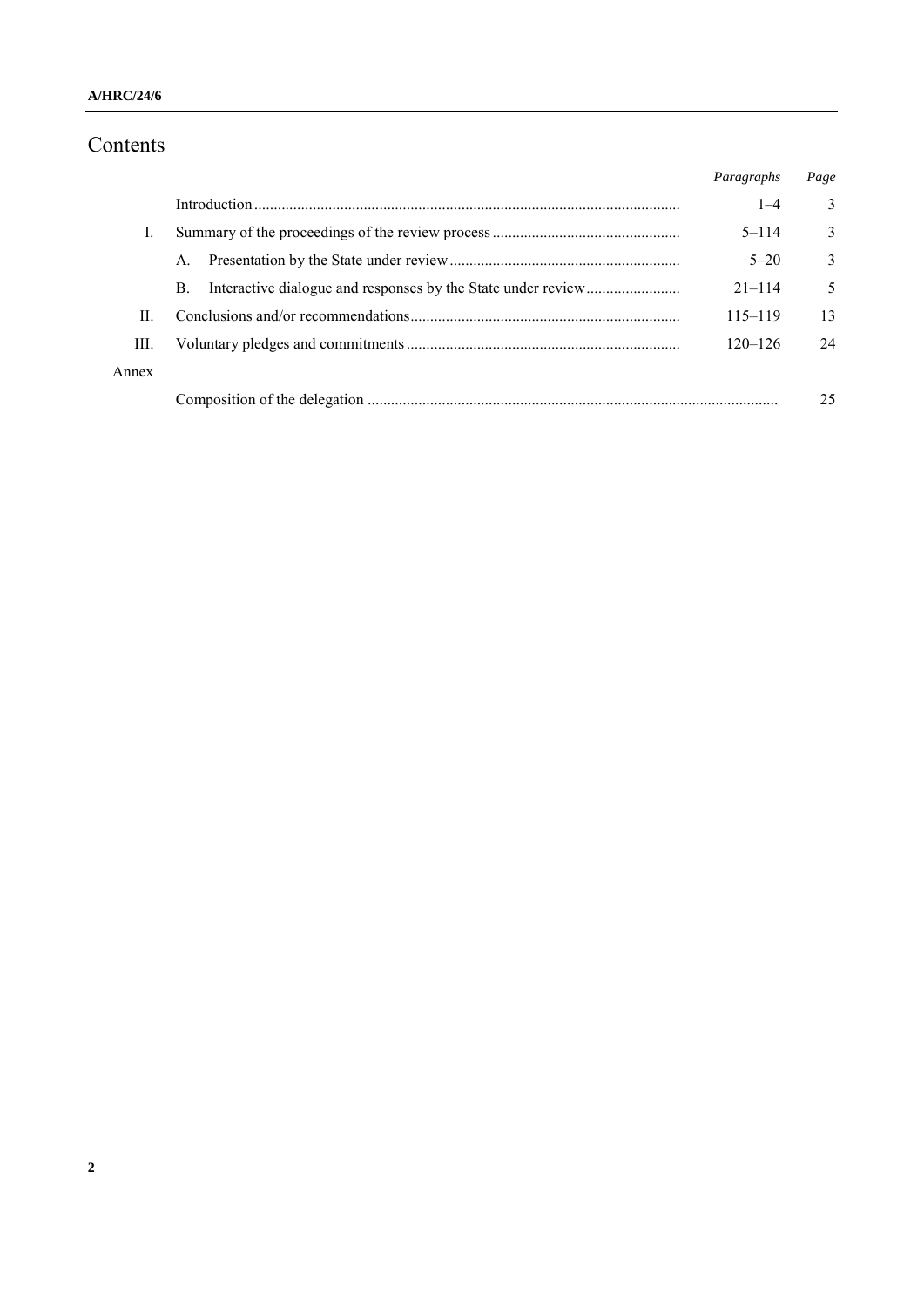# Contents

| | | Paragraphs | Page |
|---|---|---|---|
| | Introduction | 1–4 | 3 |
| I. | Summary of the proceedings of the review process | 5–114 | 3 |
| | A. Presentation by the State under review | 5–20 | 3 |
| | B. Interactive dialogue and responses by the State under review | 21–114 | 5 |
| II. | Conclusions and/or recommendations | 115–119 | 13 |
| III. | Voluntary pledges and commitments | 120–126 | 24 |
| Annex | | | |
| | Composition of the delegation | | 25 |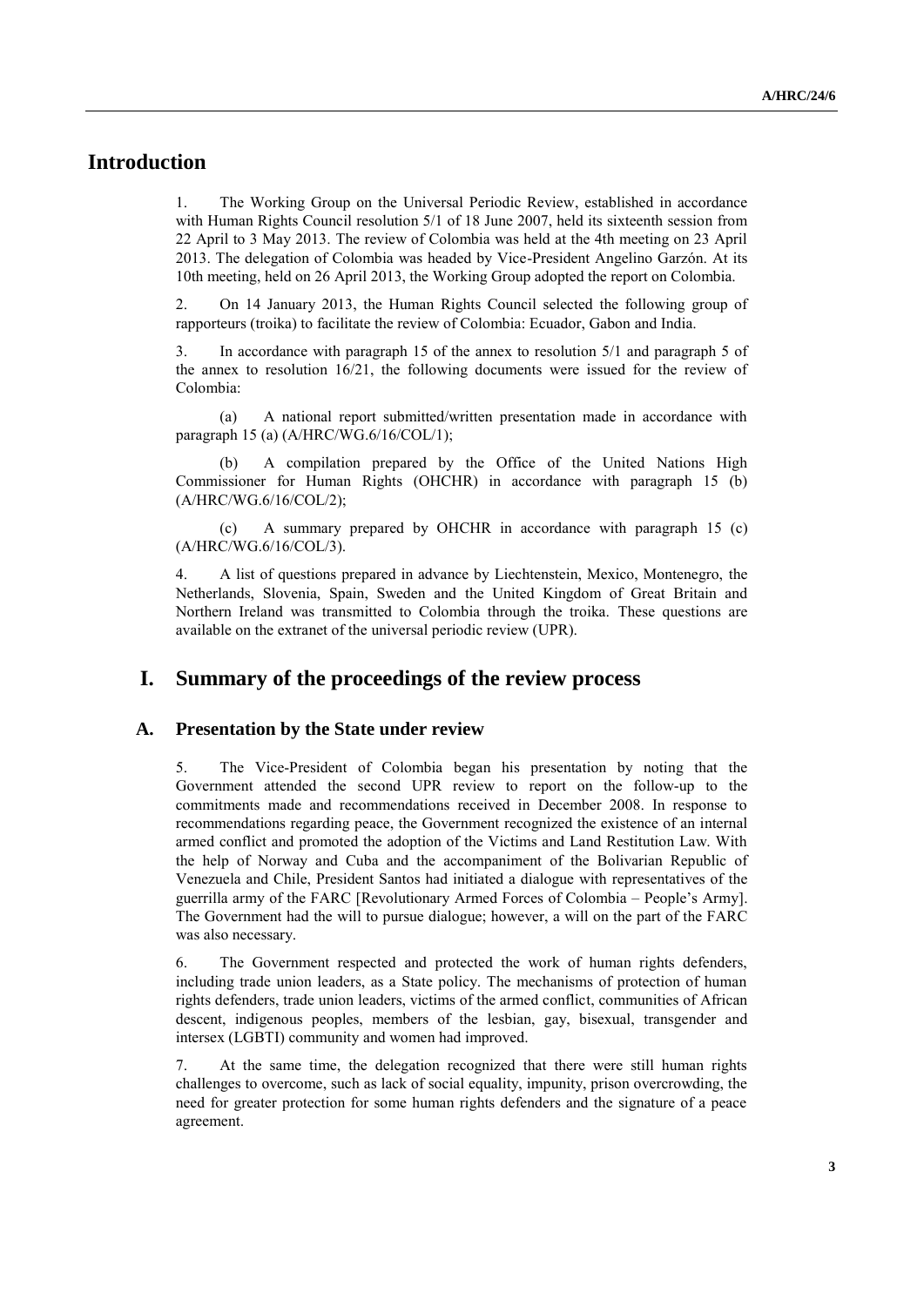# Introduction

1. The Working Group on the Universal Periodic Review, established in accordance with Human Rights Council resolution 5/1 of 18 June 2007, held its sixteenth session from 22 April to 3 May 2013. The review of Colombia was held at the 4th meeting on 23 April 2013. The delegation of Colombia was headed by Vice-President Angelino Garzón. At its 10th meeting, held on 26 April 2013, the Working Group adopted the report on Colombia.

2. On 14 January 2013, the Human Rights Council selected the following group of rapporteurs (troika) to facilitate the review of Colombia: Ecuador, Gabon and India.

3. In accordance with paragraph 15 of the annex to resolution 5/1 and paragraph 5 of the annex to resolution 16/21, the following documents were issued for the review of Colombia:

(a) A national report submitted/written presentation made in accordance with paragraph 15 (a) (A/HRC/WG.6/16/COL/1);

(b) A compilation prepared by the Office of the United Nations High Commissioner for Human Rights (OHCHR) in accordance with paragraph 15 (b) (A/HRC/WG.6/16/COL/2);

(c) A summary prepared by OHCHR in accordance with paragraph 15 (c) (A/HRC/WG.6/16/COL/3).

4. A list of questions prepared in advance by Liechtenstein, Mexico, Montenegro, the Netherlands, Slovenia, Spain, Sweden and the United Kingdom of Great Britain and Northern Ireland was transmitted to Colombia through the troika. These questions are available on the extranet of the universal periodic review (UPR).

# I. Summary of the proceedings of the review process

## A. Presentation by the State under review

5. The Vice-President of Colombia began his presentation by noting that the Government attended the second UPR review to report on the follow-up to the commitments made and recommendations received in December 2008. In response to recommendations regarding peace, the Government recognized the existence of an internal armed conflict and promoted the adoption of the Victims and Land Restitution Law. With the help of Norway and Cuba and the accompaniment of the Bolivarian Republic of Venezuela and Chile, President Santos had initiated a dialogue with representatives of the guerrilla army of the FARC [Revolutionary Armed Forces of Colombia – People's Army]. The Government had the will to pursue dialogue; however, a will on the part of the FARC was also necessary.

6. The Government respected and protected the work of human rights defenders, including trade union leaders, as a State policy. The mechanisms of protection of human rights defenders, trade union leaders, victims of the armed conflict, communities of African descent, indigenous peoples, members of the lesbian, gay, bisexual, transgender and intersex (LGBTI) community and women had improved.

7. At the same time, the delegation recognized that there were still human rights challenges to overcome, such as lack of social equality, impunity, prison overcrowding, the need for greater protection for some human rights defenders and the signature of a peace agreement.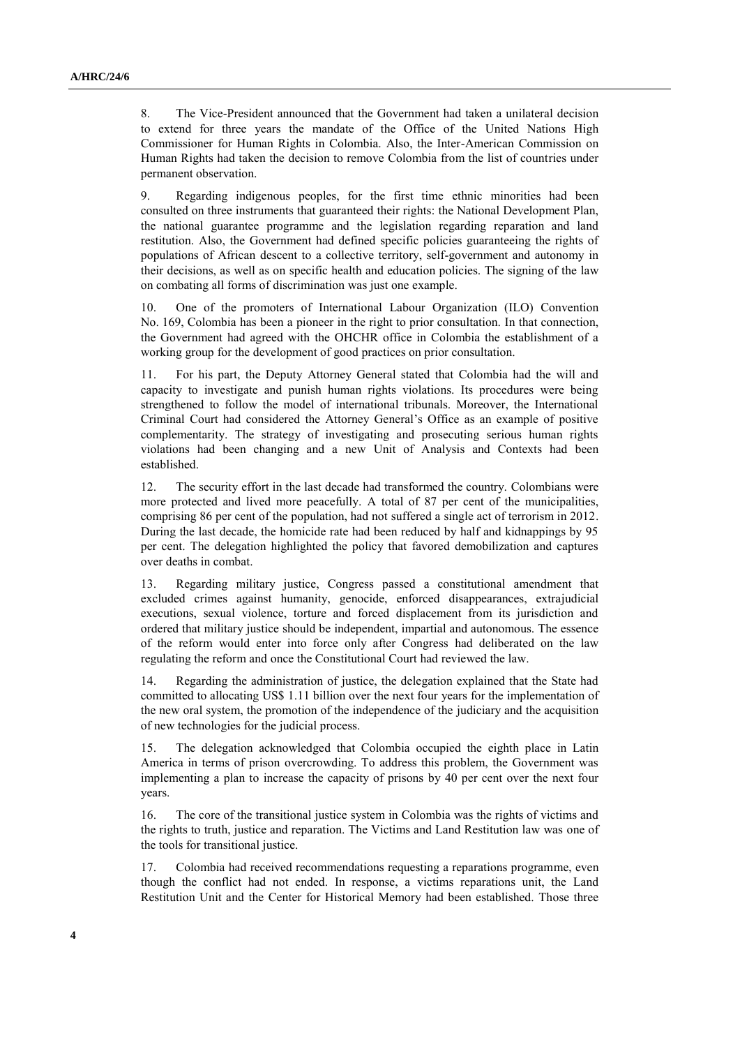8. The Vice-President announced that the Government had taken a unilateral decision to extend for three years the mandate of the Office of the United Nations High Commissioner for Human Rights in Colombia. Also, the Inter-American Commission on Human Rights had taken the decision to remove Colombia from the list of countries under permanent observation.

9. Regarding indigenous peoples, for the first time ethnic minorities had been consulted on three instruments that guaranteed their rights: the National Development Plan, the national guarantee programme and the legislation regarding reparation and land restitution. Also, the Government had defined specific policies guaranteeing the rights of populations of African descent to a collective territory, self-government and autonomy in their decisions, as well as on specific health and education policies. The signing of the law on combating all forms of discrimination was just one example.

10. One of the promoters of International Labour Organization (ILO) Convention No. 169, Colombia has been a pioneer in the right to prior consultation. In that connection, the Government had agreed with the OHCHR office in Colombia the establishment of a working group for the development of good practices on prior consultation.

11. For his part, the Deputy Attorney General stated that Colombia had the will and capacity to investigate and punish human rights violations. Its procedures were being strengthened to follow the model of international tribunals. Moreover, the International Criminal Court had considered the Attorney General's Office as an example of positive complementarity. The strategy of investigating and prosecuting serious human rights violations had been changing and a new Unit of Analysis and Contexts had been established.

12. The security effort in the last decade had transformed the country. Colombians were more protected and lived more peacefully. A total of 87 per cent of the municipalities, comprising 86 per cent of the population, had not suffered a single act of terrorism in 2012. During the last decade, the homicide rate had been reduced by half and kidnappings by 95 per cent. The delegation highlighted the policy that favored demobilization and captures over deaths in combat.

13. Regarding military justice, Congress passed a constitutional amendment that excluded crimes against humanity, genocide, enforced disappearances, extrajudicial executions, sexual violence, torture and forced displacement from its jurisdiction and ordered that military justice should be independent, impartial and autonomous. The essence of the reform would enter into force only after Congress had deliberated on the law regulating the reform and once the Constitutional Court had reviewed the law.

14. Regarding the administration of justice, the delegation explained that the State had committed to allocating US$ 1.11 billion over the next four years for the implementation of the new oral system, the promotion of the independence of the judiciary and the acquisition of new technologies for the judicial process.

15. The delegation acknowledged that Colombia occupied the eighth place in Latin America in terms of prison overcrowding. To address this problem, the Government was implementing a plan to increase the capacity of prisons by 40 per cent over the next four years.

16. The core of the transitional justice system in Colombia was the rights of victims and the rights to truth, justice and reparation. The Victims and Land Restitution law was one of the tools for transitional justice.

17. Colombia had received recommendations requesting a reparations programme, even though the conflict had not ended. In response, a victims reparations unit, the Land Restitution Unit and the Center for Historical Memory had been established. Those three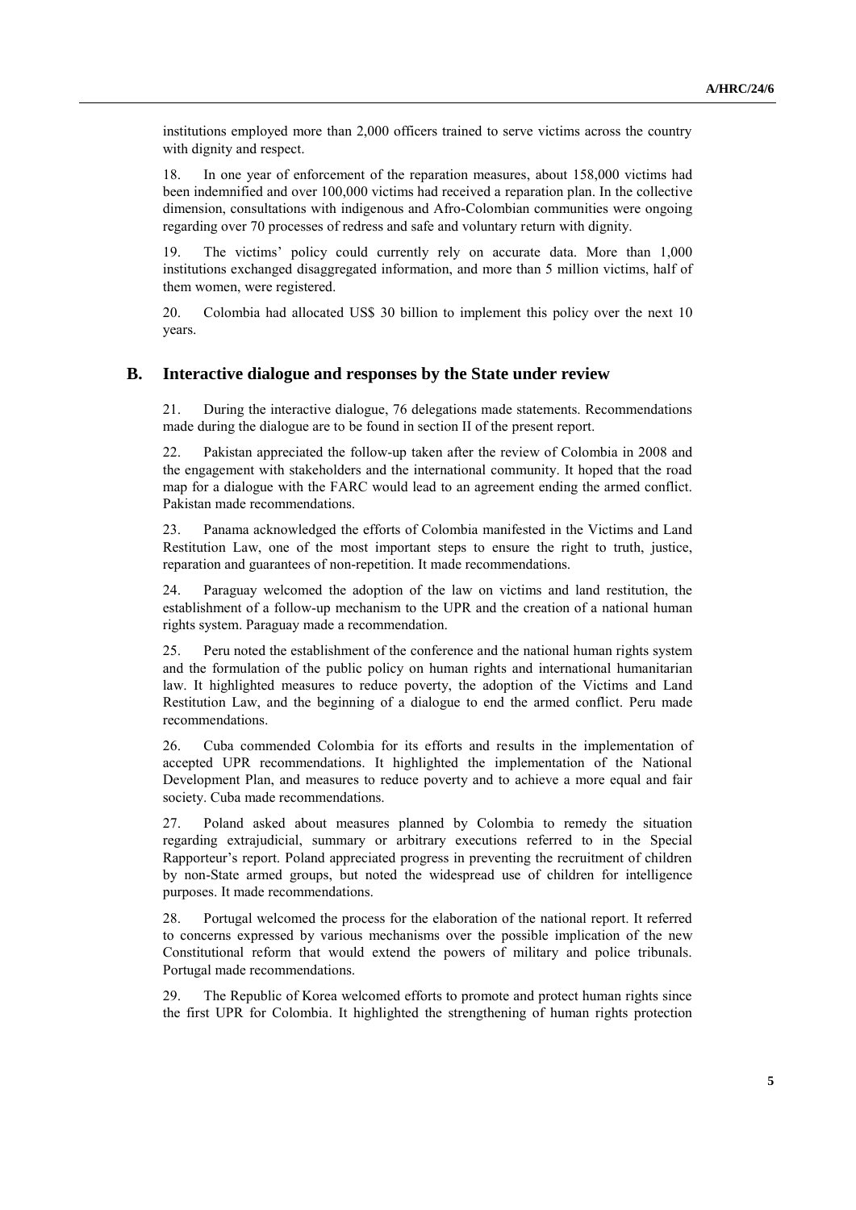institutions employed more than 2,000 officers trained to serve victims across the country with dignity and respect.

18. In one year of enforcement of the reparation measures, about 158,000 victims had been indemnified and over 100,000 victims had received a reparation plan. In the collective dimension, consultations with indigenous and Afro-Colombian communities were ongoing regarding over 70 processes of redress and safe and voluntary return with dignity.

19. The victims' policy could currently rely on accurate data. More than 1,000 institutions exchanged disaggregated information, and more than 5 million victims, half of them women, were registered.

20. Colombia had allocated US$ 30 billion to implement this policy over the next 10 years.

## B. Interactive dialogue and responses by the State under review

21. During the interactive dialogue, 76 delegations made statements. Recommendations made during the dialogue are to be found in section II of the present report.

22. Pakistan appreciated the follow-up taken after the review of Colombia in 2008 and the engagement with stakeholders and the international community. It hoped that the road map for a dialogue with the FARC would lead to an agreement ending the armed conflict. Pakistan made recommendations.

23. Panama acknowledged the efforts of Colombia manifested in the Victims and Land Restitution Law, one of the most important steps to ensure the right to truth, justice, reparation and guarantees of non-repetition. It made recommendations.

24. Paraguay welcomed the adoption of the law on victims and land restitution, the establishment of a follow-up mechanism to the UPR and the creation of a national human rights system. Paraguay made a recommendation.

25. Peru noted the establishment of the conference and the national human rights system and the formulation of the public policy on human rights and international humanitarian law. It highlighted measures to reduce poverty, the adoption of the Victims and Land Restitution Law, and the beginning of a dialogue to end the armed conflict. Peru made recommendations.

26. Cuba commended Colombia for its efforts and results in the implementation of accepted UPR recommendations. It highlighted the implementation of the National Development Plan, and measures to reduce poverty and to achieve a more equal and fair society. Cuba made recommendations.

27. Poland asked about measures planned by Colombia to remedy the situation regarding extrajudicial, summary or arbitrary executions referred to in the Special Rapporteur's report. Poland appreciated progress in preventing the recruitment of children by non-State armed groups, but noted the widespread use of children for intelligence purposes. It made recommendations.

28. Portugal welcomed the process for the elaboration of the national report. It referred to concerns expressed by various mechanisms over the possible implication of the new Constitutional reform that would extend the powers of military and police tribunals. Portugal made recommendations.

29. The Republic of Korea welcomed efforts to promote and protect human rights since the first UPR for Colombia. It highlighted the strengthening of human rights protection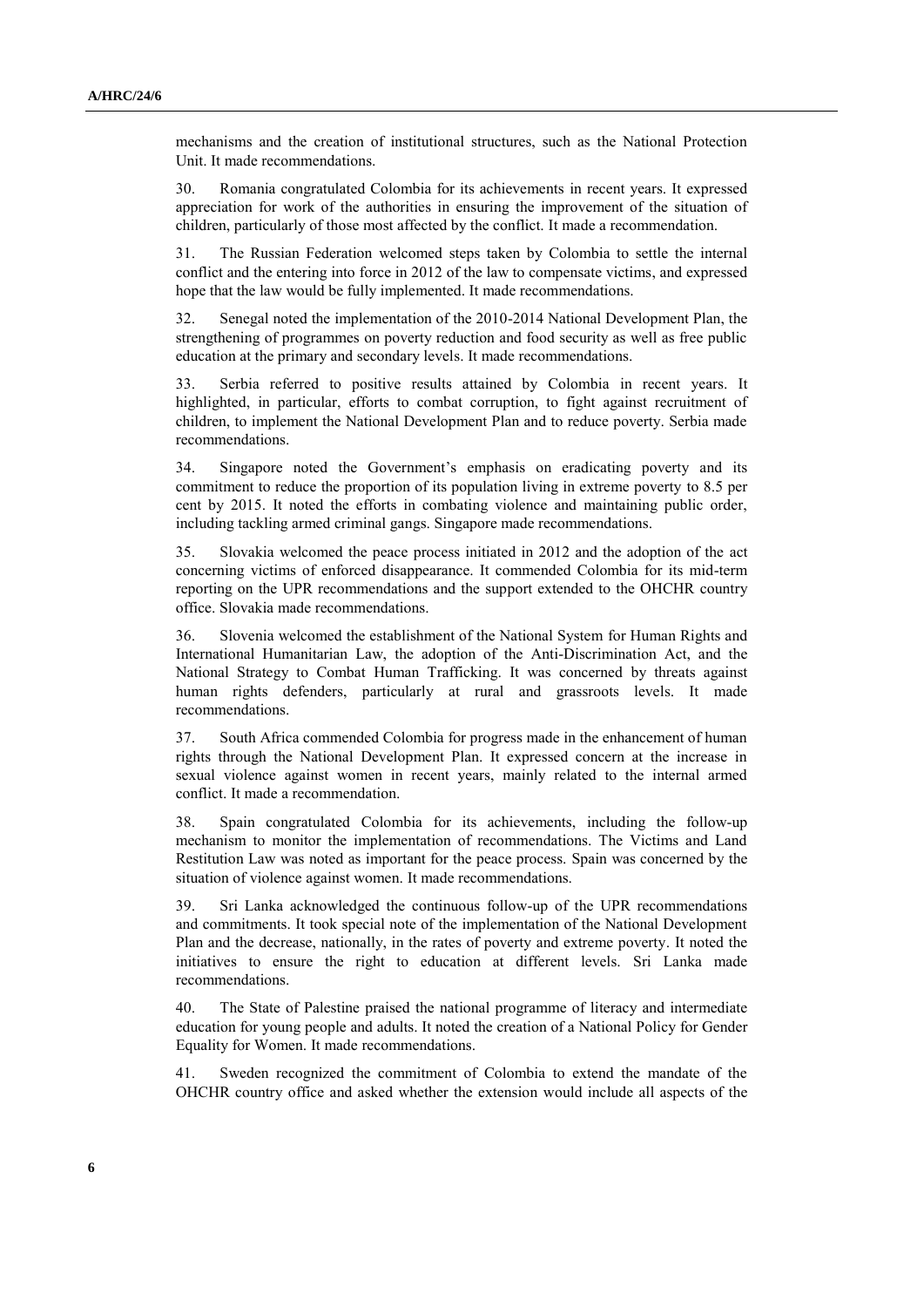mechanisms and the creation of institutional structures, such as the National Protection Unit. It made recommendations.

30. Romania congratulated Colombia for its achievements in recent years. It expressed appreciation for work of the authorities in ensuring the improvement of the situation of children, particularly of those most affected by the conflict. It made a recommendation.

31. The Russian Federation welcomed steps taken by Colombia to settle the internal conflict and the entering into force in 2012 of the law to compensate victims, and expressed hope that the law would be fully implemented. It made recommendations.

32. Senegal noted the implementation of the 2010-2014 National Development Plan, the strengthening of programmes on poverty reduction and food security as well as free public education at the primary and secondary levels. It made recommendations.

33. Serbia referred to positive results attained by Colombia in recent years. It highlighted, in particular, efforts to combat corruption, to fight against recruitment of children, to implement the National Development Plan and to reduce poverty. Serbia made recommendations.

34. Singapore noted the Government's emphasis on eradicating poverty and its commitment to reduce the proportion of its population living in extreme poverty to 8.5 per cent by 2015. It noted the efforts in combating violence and maintaining public order, including tackling armed criminal gangs. Singapore made recommendations.

35. Slovakia welcomed the peace process initiated in 2012 and the adoption of the act concerning victims of enforced disappearance. It commended Colombia for its mid-term reporting on the UPR recommendations and the support extended to the OHCHR country office. Slovakia made recommendations.

36. Slovenia welcomed the establishment of the National System for Human Rights and International Humanitarian Law, the adoption of the Anti-Discrimination Act, and the National Strategy to Combat Human Trafficking. It was concerned by threats against human rights defenders, particularly at rural and grassroots levels. It made recommendations.

37. South Africa commended Colombia for progress made in the enhancement of human rights through the National Development Plan. It expressed concern at the increase in sexual violence against women in recent years, mainly related to the internal armed conflict. It made a recommendation.

38. Spain congratulated Colombia for its achievements, including the follow-up mechanism to monitor the implementation of recommendations. The Victims and Land Restitution Law was noted as important for the peace process. Spain was concerned by the situation of violence against women. It made recommendations.

39. Sri Lanka acknowledged the continuous follow-up of the UPR recommendations and commitments. It took special note of the implementation of the National Development Plan and the decrease, nationally, in the rates of poverty and extreme poverty. It noted the initiatives to ensure the right to education at different levels. Sri Lanka made recommendations.

40. The State of Palestine praised the national programme of literacy and intermediate education for young people and adults. It noted the creation of a National Policy for Gender Equality for Women. It made recommendations.

41. Sweden recognized the commitment of Colombia to extend the mandate of the OHCHR country office and asked whether the extension would include all aspects of the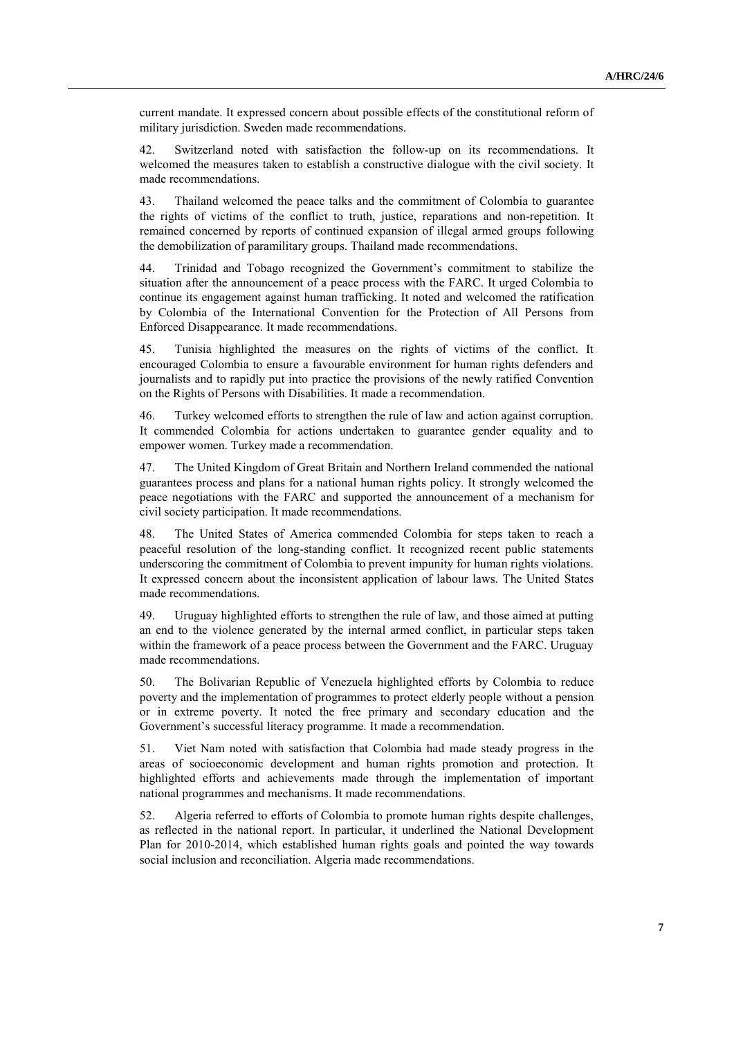current mandate. It expressed concern about possible effects of the constitutional reform of military jurisdiction. Sweden made recommendations.

42. Switzerland noted with satisfaction the follow-up on its recommendations. It welcomed the measures taken to establish a constructive dialogue with the civil society. It made recommendations.

43. Thailand welcomed the peace talks and the commitment of Colombia to guarantee the rights of victims of the conflict to truth, justice, reparations and non-repetition. It remained concerned by reports of continued expansion of illegal armed groups following the demobilization of paramilitary groups. Thailand made recommendations.

44. Trinidad and Tobago recognized the Government's commitment to stabilize the situation after the announcement of a peace process with the FARC. It urged Colombia to continue its engagement against human trafficking. It noted and welcomed the ratification by Colombia of the International Convention for the Protection of All Persons from Enforced Disappearance. It made recommendations.

45. Tunisia highlighted the measures on the rights of victims of the conflict. It encouraged Colombia to ensure a favourable environment for human rights defenders and journalists and to rapidly put into practice the provisions of the newly ratified Convention on the Rights of Persons with Disabilities. It made a recommendation.

46. Turkey welcomed efforts to strengthen the rule of law and action against corruption. It commended Colombia for actions undertaken to guarantee gender equality and to empower women. Turkey made a recommendation.

47. The United Kingdom of Great Britain and Northern Ireland commended the national guarantees process and plans for a national human rights policy. It strongly welcomed the peace negotiations with the FARC and supported the announcement of a mechanism for civil society participation. It made recommendations.

48. The United States of America commended Colombia for steps taken to reach a peaceful resolution of the long-standing conflict. It recognized recent public statements underscoring the commitment of Colombia to prevent impunity for human rights violations. It expressed concern about the inconsistent application of labour laws. The United States made recommendations.

49. Uruguay highlighted efforts to strengthen the rule of law, and those aimed at putting an end to the violence generated by the internal armed conflict, in particular steps taken within the framework of a peace process between the Government and the FARC. Uruguay made recommendations.

50. The Bolivarian Republic of Venezuela highlighted efforts by Colombia to reduce poverty and the implementation of programmes to protect elderly people without a pension or in extreme poverty. It noted the free primary and secondary education and the Government's successful literacy programme. It made a recommendation.

51. Viet Nam noted with satisfaction that Colombia had made steady progress in the areas of socioeconomic development and human rights promotion and protection. It highlighted efforts and achievements made through the implementation of important national programmes and mechanisms. It made recommendations.

52. Algeria referred to efforts of Colombia to promote human rights despite challenges, as reflected in the national report. In particular, it underlined the National Development Plan for 2010-2014, which established human rights goals and pointed the way towards social inclusion and reconciliation. Algeria made recommendations.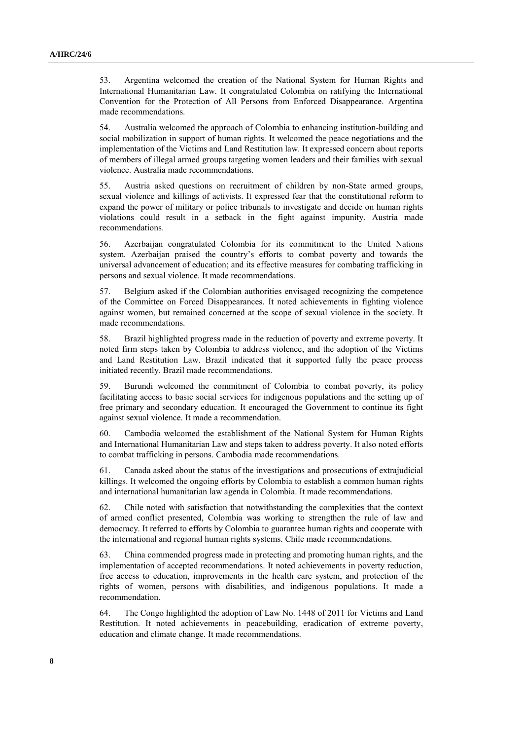53. Argentina welcomed the creation of the National System for Human Rights and International Humanitarian Law. It congratulated Colombia on ratifying the International Convention for the Protection of All Persons from Enforced Disappearance. Argentina made recommendations.

54. Australia welcomed the approach of Colombia to enhancing institution-building and social mobilization in support of human rights. It welcomed the peace negotiations and the implementation of the Victims and Land Restitution law. It expressed concern about reports of members of illegal armed groups targeting women leaders and their families with sexual violence. Australia made recommendations.

55. Austria asked questions on recruitment of children by non-State armed groups, sexual violence and killings of activists. It expressed fear that the constitutional reform to expand the power of military or police tribunals to investigate and decide on human rights violations could result in a setback in the fight against impunity. Austria made recommendations.

56. Azerbaijan congratulated Colombia for its commitment to the United Nations system. Azerbaijan praised the country's efforts to combat poverty and towards the universal advancement of education; and its effective measures for combating trafficking in persons and sexual violence. It made recommendations.

57. Belgium asked if the Colombian authorities envisaged recognizing the competence of the Committee on Forced Disappearances. It noted achievements in fighting violence against women, but remained concerned at the scope of sexual violence in the society. It made recommendations.

58. Brazil highlighted progress made in the reduction of poverty and extreme poverty. It noted firm steps taken by Colombia to address violence, and the adoption of the Victims and Land Restitution Law. Brazil indicated that it supported fully the peace process initiated recently. Brazil made recommendations.

59. Burundi welcomed the commitment of Colombia to combat poverty, its policy facilitating access to basic social services for indigenous populations and the setting up of free primary and secondary education. It encouraged the Government to continue its fight against sexual violence. It made a recommendation.

60. Cambodia welcomed the establishment of the National System for Human Rights and International Humanitarian Law and steps taken to address poverty. It also noted efforts to combat trafficking in persons. Cambodia made recommendations.

61. Canada asked about the status of the investigations and prosecutions of extrajudicial killings. It welcomed the ongoing efforts by Colombia to establish a common human rights and international humanitarian law agenda in Colombia. It made recommendations.

62. Chile noted with satisfaction that notwithstanding the complexities that the context of armed conflict presented, Colombia was working to strengthen the rule of law and democracy. It referred to efforts by Colombia to guarantee human rights and cooperate with the international and regional human rights systems. Chile made recommendations.

63. China commended progress made in protecting and promoting human rights, and the implementation of accepted recommendations. It noted achievements in poverty reduction, free access to education, improvements in the health care system, and protection of the rights of women, persons with disabilities, and indigenous populations. It made a recommendation.

64. The Congo highlighted the adoption of Law No. 1448 of 2011 for Victims and Land Restitution. It noted achievements in peacebuilding, eradication of extreme poverty, education and climate change. It made recommendations.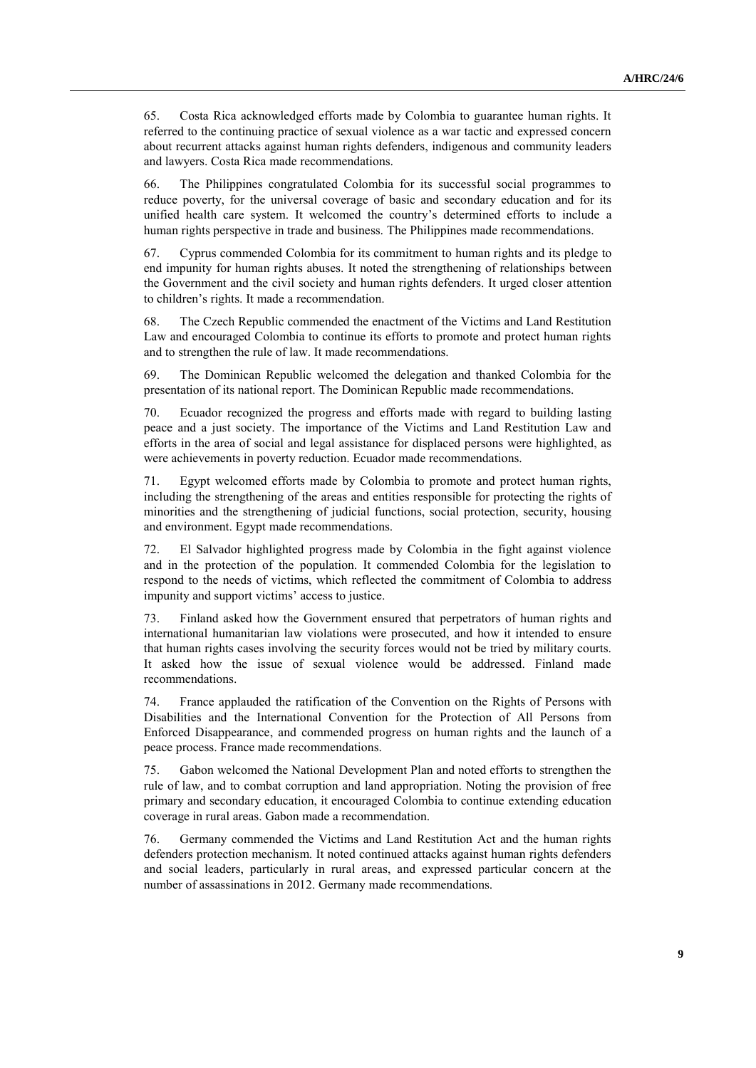65. Costa Rica acknowledged efforts made by Colombia to guarantee human rights. It referred to the continuing practice of sexual violence as a war tactic and expressed concern about recurrent attacks against human rights defenders, indigenous and community leaders and lawyers. Costa Rica made recommendations.

66. The Philippines congratulated Colombia for its successful social programmes to reduce poverty, for the universal coverage of basic and secondary education and for its unified health care system. It welcomed the country's determined efforts to include a human rights perspective in trade and business. The Philippines made recommendations.

67. Cyprus commended Colombia for its commitment to human rights and its pledge to end impunity for human rights abuses. It noted the strengthening of relationships between the Government and the civil society and human rights defenders. It urged closer attention to children's rights. It made a recommendation.

68. The Czech Republic commended the enactment of the Victims and Land Restitution Law and encouraged Colombia to continue its efforts to promote and protect human rights and to strengthen the rule of law. It made recommendations.

69. The Dominican Republic welcomed the delegation and thanked Colombia for the presentation of its national report. The Dominican Republic made recommendations.

70. Ecuador recognized the progress and efforts made with regard to building lasting peace and a just society. The importance of the Victims and Land Restitution Law and efforts in the area of social and legal assistance for displaced persons were highlighted, as were achievements in poverty reduction. Ecuador made recommendations.

71. Egypt welcomed efforts made by Colombia to promote and protect human rights, including the strengthening of the areas and entities responsible for protecting the rights of minorities and the strengthening of judicial functions, social protection, security, housing and environment. Egypt made recommendations.

72. El Salvador highlighted progress made by Colombia in the fight against violence and in the protection of the population. It commended Colombia for the legislation to respond to the needs of victims, which reflected the commitment of Colombia to address impunity and support victims' access to justice.

73. Finland asked how the Government ensured that perpetrators of human rights and international humanitarian law violations were prosecuted, and how it intended to ensure that human rights cases involving the security forces would not be tried by military courts. It asked how the issue of sexual violence would be addressed. Finland made recommendations.

74. France applauded the ratification of the Convention on the Rights of Persons with Disabilities and the International Convention for the Protection of All Persons from Enforced Disappearance, and commended progress on human rights and the launch of a peace process. France made recommendations.

75. Gabon welcomed the National Development Plan and noted efforts to strengthen the rule of law, and to combat corruption and land appropriation. Noting the provision of free primary and secondary education, it encouraged Colombia to continue extending education coverage in rural areas. Gabon made a recommendation.

76. Germany commended the Victims and Land Restitution Act and the human rights defenders protection mechanism. It noted continued attacks against human rights defenders and social leaders, particularly in rural areas, and expressed particular concern at the number of assassinations in 2012. Germany made recommendations.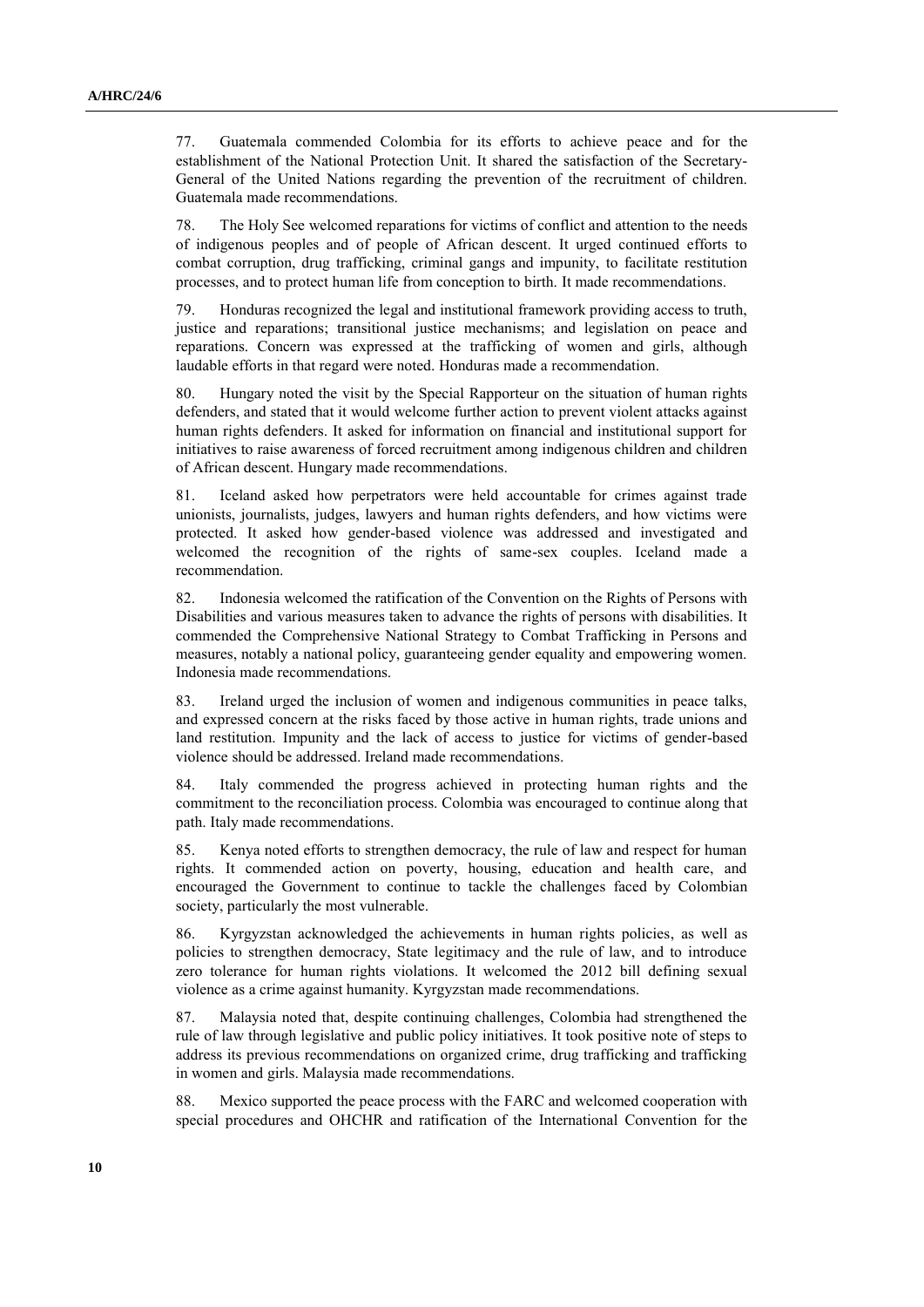77. Guatemala commended Colombia for its efforts to achieve peace and for the establishment of the National Protection Unit. It shared the satisfaction of the Secretary-General of the United Nations regarding the prevention of the recruitment of children. Guatemala made recommendations.

78. The Holy See welcomed reparations for victims of conflict and attention to the needs of indigenous peoples and of people of African descent. It urged continued efforts to combat corruption, drug trafficking, criminal gangs and impunity, to facilitate restitution processes, and to protect human life from conception to birth. It made recommendations.

79. Honduras recognized the legal and institutional framework providing access to truth, justice and reparations; transitional justice mechanisms; and legislation on peace and reparations. Concern was expressed at the trafficking of women and girls, although laudable efforts in that regard were noted. Honduras made a recommendation.

80. Hungary noted the visit by the Special Rapporteur on the situation of human rights defenders, and stated that it would welcome further action to prevent violent attacks against human rights defenders. It asked for information on financial and institutional support for initiatives to raise awareness of forced recruitment among indigenous children and children of African descent. Hungary made recommendations.

81. Iceland asked how perpetrators were held accountable for crimes against trade unionists, journalists, judges, lawyers and human rights defenders, and how victims were protected. It asked how gender-based violence was addressed and investigated and welcomed the recognition of the rights of same-sex couples. Iceland made a recommendation.

82. Indonesia welcomed the ratification of the Convention on the Rights of Persons with Disabilities and various measures taken to advance the rights of persons with disabilities. It commended the Comprehensive National Strategy to Combat Trafficking in Persons and measures, notably a national policy, guaranteeing gender equality and empowering women. Indonesia made recommendations.

83. Ireland urged the inclusion of women and indigenous communities in peace talks, and expressed concern at the risks faced by those active in human rights, trade unions and land restitution. Impunity and the lack of access to justice for victims of gender-based violence should be addressed. Ireland made recommendations.

84. Italy commended the progress achieved in protecting human rights and the commitment to the reconciliation process. Colombia was encouraged to continue along that path. Italy made recommendations.

85. Kenya noted efforts to strengthen democracy, the rule of law and respect for human rights. It commended action on poverty, housing, education and health care, and encouraged the Government to continue to tackle the challenges faced by Colombian society, particularly the most vulnerable.

86. Kyrgyzstan acknowledged the achievements in human rights policies, as well as policies to strengthen democracy, State legitimacy and the rule of law, and to introduce zero tolerance for human rights violations. It welcomed the 2012 bill defining sexual violence as a crime against humanity. Kyrgyzstan made recommendations.

87. Malaysia noted that, despite continuing challenges, Colombia had strengthened the rule of law through legislative and public policy initiatives. It took positive note of steps to address its previous recommendations on organized crime, drug trafficking and trafficking in women and girls. Malaysia made recommendations.

88. Mexico supported the peace process with the FARC and welcomed cooperation with special procedures and OHCHR and ratification of the International Convention for the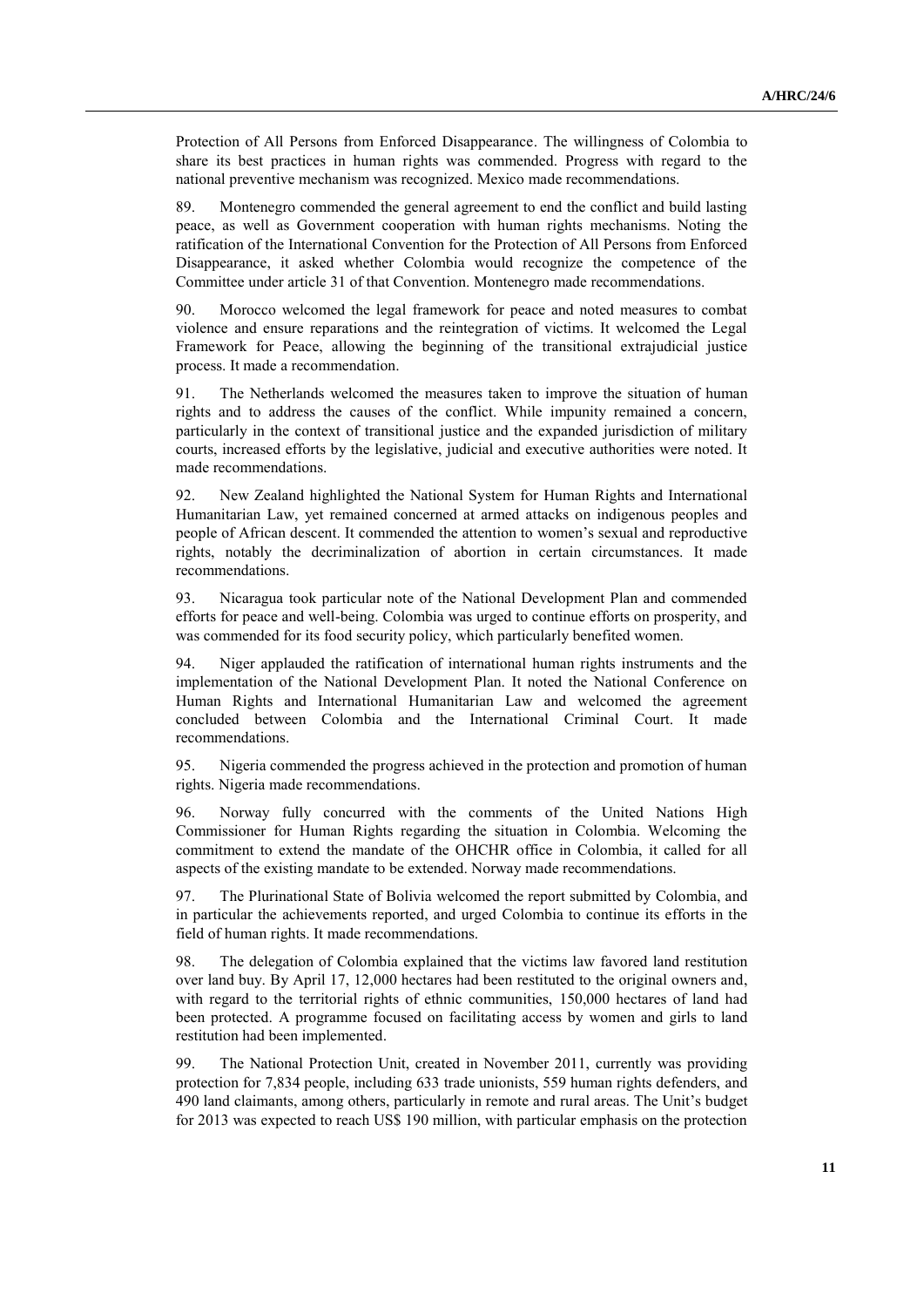Protection of All Persons from Enforced Disappearance. The willingness of Colombia to share its best practices in human rights was commended. Progress with regard to the national preventive mechanism was recognized. Mexico made recommendations.

89. Montenegro commended the general agreement to end the conflict and build lasting peace, as well as Government cooperation with human rights mechanisms. Noting the ratification of the International Convention for the Protection of All Persons from Enforced Disappearance, it asked whether Colombia would recognize the competence of the Committee under article 31 of that Convention. Montenegro made recommendations.

90. Morocco welcomed the legal framework for peace and noted measures to combat violence and ensure reparations and the reintegration of victims. It welcomed the Legal Framework for Peace, allowing the beginning of the transitional extrajudicial justice process. It made a recommendation.

91. The Netherlands welcomed the measures taken to improve the situation of human rights and to address the causes of the conflict. While impunity remained a concern, particularly in the context of transitional justice and the expanded jurisdiction of military courts, increased efforts by the legislative, judicial and executive authorities were noted. It made recommendations.

92. New Zealand highlighted the National System for Human Rights and International Humanitarian Law, yet remained concerned at armed attacks on indigenous peoples and people of African descent. It commended the attention to women's sexual and reproductive rights, notably the decriminalization of abortion in certain circumstances. It made recommendations.

93. Nicaragua took particular note of the National Development Plan and commended efforts for peace and well-being. Colombia was urged to continue efforts on prosperity, and was commended for its food security policy, which particularly benefited women.

94. Niger applauded the ratification of international human rights instruments and the implementation of the National Development Plan. It noted the National Conference on Human Rights and International Humanitarian Law and welcomed the agreement concluded between Colombia and the International Criminal Court. It made recommendations.

95. Nigeria commended the progress achieved in the protection and promotion of human rights. Nigeria made recommendations.

96. Norway fully concurred with the comments of the United Nations High Commissioner for Human Rights regarding the situation in Colombia. Welcoming the commitment to extend the mandate of the OHCHR office in Colombia, it called for all aspects of the existing mandate to be extended. Norway made recommendations.

97. The Plurinational State of Bolivia welcomed the report submitted by Colombia, and in particular the achievements reported, and urged Colombia to continue its efforts in the field of human rights. It made recommendations.

98. The delegation of Colombia explained that the victims law favored land restitution over land buy. By April 17, 12,000 hectares had been restituted to the original owners and, with regard to the territorial rights of ethnic communities, 150,000 hectares of land had been protected. A programme focused on facilitating access by women and girls to land restitution had been implemented.

99. The National Protection Unit, created in November 2011, currently was providing protection for 7,834 people, including 633 trade unionists, 559 human rights defenders, and 490 land claimants, among others, particularly in remote and rural areas. The Unit's budget for 2013 was expected to reach US$ 190 million, with particular emphasis on the protection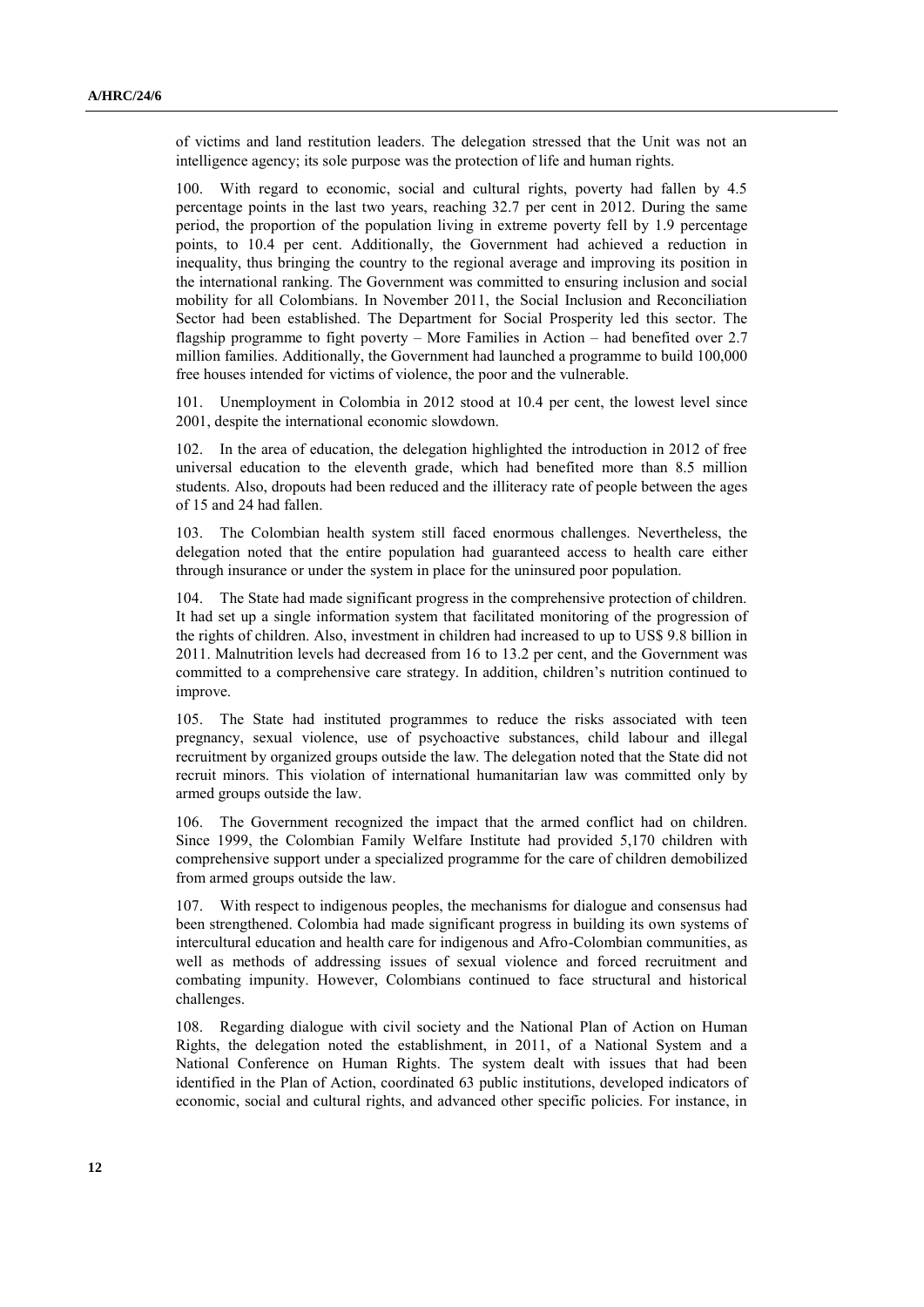of victims and land restitution leaders. The delegation stressed that the Unit was not an intelligence agency; its sole purpose was the protection of life and human rights.

100. With regard to economic, social and cultural rights, poverty had fallen by 4.5 percentage points in the last two years, reaching 32.7 per cent in 2012. During the same period, the proportion of the population living in extreme poverty fell by 1.9 percentage points, to 10.4 per cent. Additionally, the Government had achieved a reduction in inequality, thus bringing the country to the regional average and improving its position in the international ranking. The Government was committed to ensuring inclusion and social mobility for all Colombians. In November 2011, the Social Inclusion and Reconciliation Sector had been established. The Department for Social Prosperity led this sector. The flagship programme to fight poverty – More Families in Action – had benefited over 2.7 million families. Additionally, the Government had launched a programme to build 100,000 free houses intended for victims of violence, the poor and the vulnerable.

101. Unemployment in Colombia in 2012 stood at 10.4 per cent, the lowest level since 2001, despite the international economic slowdown.

102. In the area of education, the delegation highlighted the introduction in 2012 of free universal education to the eleventh grade, which had benefited more than 8.5 million students. Also, dropouts had been reduced and the illiteracy rate of people between the ages of 15 and 24 had fallen.

103. The Colombian health system still faced enormous challenges. Nevertheless, the delegation noted that the entire population had guaranteed access to health care either through insurance or under the system in place for the uninsured poor population.

104. The State had made significant progress in the comprehensive protection of children. It had set up a single information system that facilitated monitoring of the progression of the rights of children. Also, investment in children had increased to up to US$ 9.8 billion in 2011. Malnutrition levels had decreased from 16 to 13.2 per cent, and the Government was committed to a comprehensive care strategy. In addition, children's nutrition continued to improve.

105. The State had instituted programmes to reduce the risks associated with teen pregnancy, sexual violence, use of psychoactive substances, child labour and illegal recruitment by organized groups outside the law. The delegation noted that the State did not recruit minors. This violation of international humanitarian law was committed only by armed groups outside the law.

106. The Government recognized the impact that the armed conflict had on children. Since 1999, the Colombian Family Welfare Institute had provided 5,170 children with comprehensive support under a specialized programme for the care of children demobilized from armed groups outside the law.

107. With respect to indigenous peoples, the mechanisms for dialogue and consensus had been strengthened. Colombia had made significant progress in building its own systems of intercultural education and health care for indigenous and Afro-Colombian communities, as well as methods of addressing issues of sexual violence and forced recruitment and combating impunity. However, Colombians continued to face structural and historical challenges.

108. Regarding dialogue with civil society and the National Plan of Action on Human Rights, the delegation noted the establishment, in 2011, of a National System and a National Conference on Human Rights. The system dealt with issues that had been identified in the Plan of Action, coordinated 63 public institutions, developed indicators of economic, social and cultural rights, and advanced other specific policies. For instance, in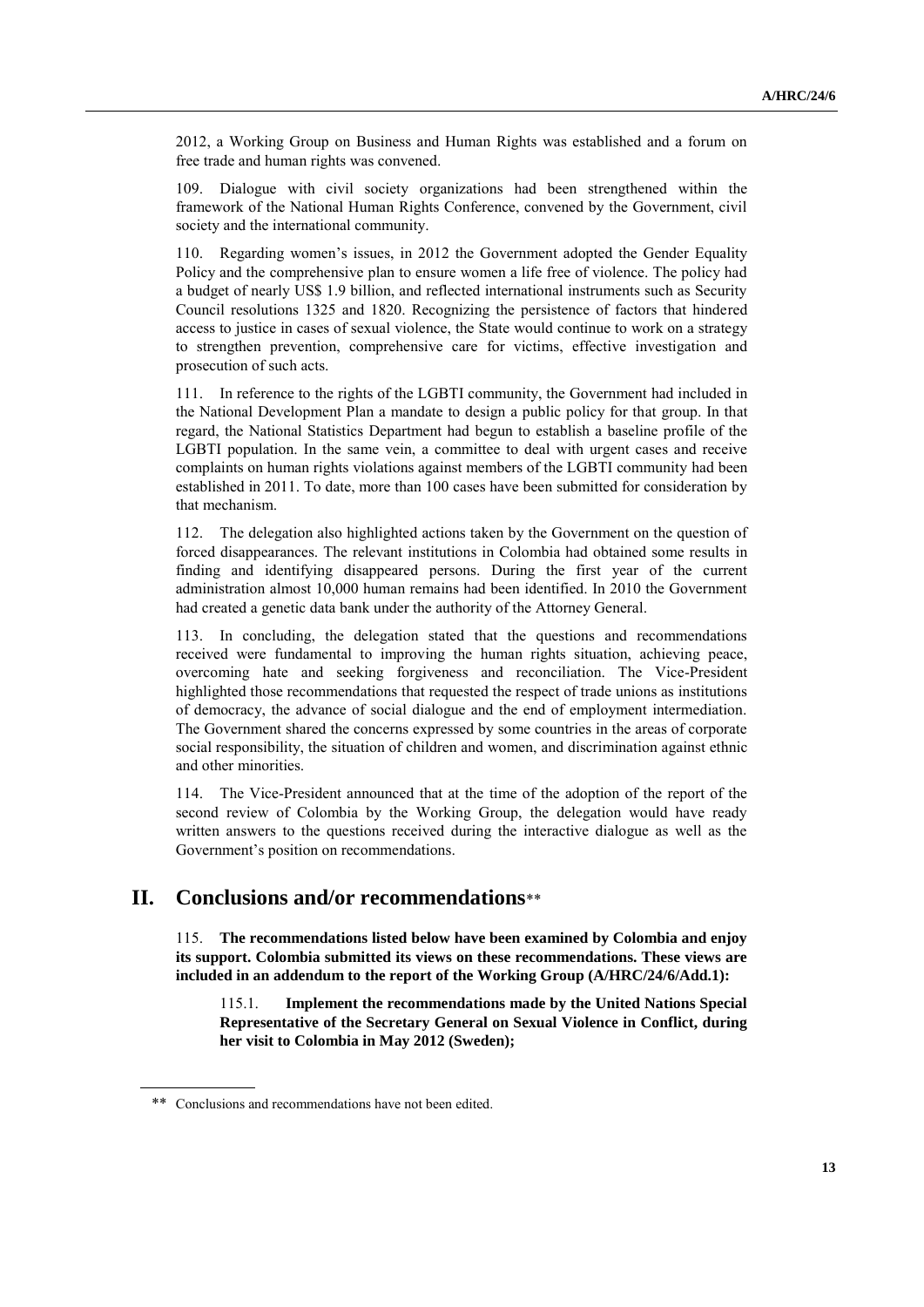2012, a Working Group on Business and Human Rights was established and a forum on free trade and human rights was convened.

109. Dialogue with civil society organizations had been strengthened within the framework of the National Human Rights Conference, convened by the Government, civil society and the international community.

110. Regarding women's issues, in 2012 the Government adopted the Gender Equality Policy and the comprehensive plan to ensure women a life free of violence. The policy had a budget of nearly US$ 1.9 billion, and reflected international instruments such as Security Council resolutions 1325 and 1820. Recognizing the persistence of factors that hindered access to justice in cases of sexual violence, the State would continue to work on a strategy to strengthen prevention, comprehensive care for victims, effective investigation and prosecution of such acts.

111. In reference to the rights of the LGBTI community, the Government had included in the National Development Plan a mandate to design a public policy for that group. In that regard, the National Statistics Department had begun to establish a baseline profile of the LGBTI population. In the same vein, a committee to deal with urgent cases and receive complaints on human rights violations against members of the LGBTI community had been established in 2011. To date, more than 100 cases have been submitted for consideration by that mechanism.

112. The delegation also highlighted actions taken by the Government on the question of forced disappearances. The relevant institutions in Colombia had obtained some results in finding and identifying disappeared persons. During the first year of the current administration almost 10,000 human remains had been identified. In 2010 the Government had created a genetic data bank under the authority of the Attorney General.

113. In concluding, the delegation stated that the questions and recommendations received were fundamental to improving the human rights situation, achieving peace, overcoming hate and seeking forgiveness and reconciliation. The Vice-President highlighted those recommendations that requested the respect of trade unions as institutions of democracy, the advance of social dialogue and the end of employment intermediation. The Government shared the concerns expressed by some countries in the areas of corporate social responsibility, the situation of children and women, and discrimination against ethnic and other minorities.

114. The Vice-President announced that at the time of the adoption of the report of the second review of Colombia by the Working Group, the delegation would have ready written answers to the questions received during the interactive dialogue as well as the Government's position on recommendations.

## II. Conclusions and/or recommendations**

115. **The recommendations listed below have been examined by Colombia and enjoy its support. Colombia submitted its views on these recommendations. These views are included in an addendum to the report of the Working Group (A/HRC/24/6/Add.1):**

115.1. **Implement the recommendations made by the United Nations Special Representative of the Secretary General on Sexual Violence in Conflict, during her visit to Colombia in May 2012 (Sweden);**

** Conclusions and recommendations have not been edited.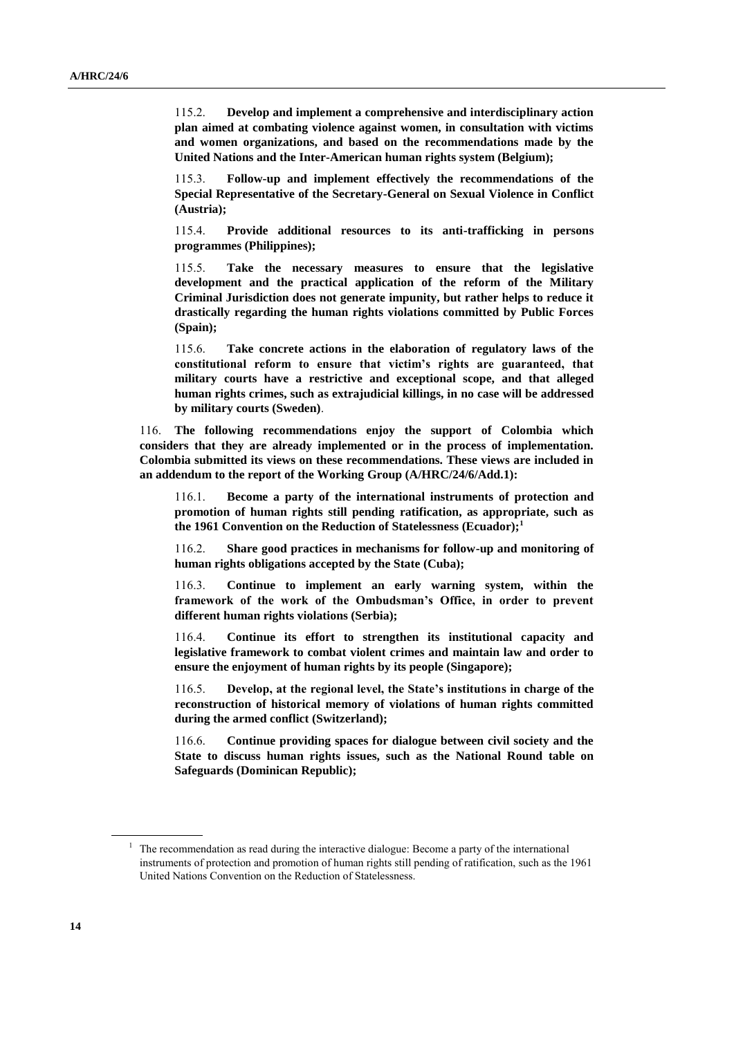115.2. **Develop and implement a comprehensive and interdisciplinary action plan aimed at combating violence against women, in consultation with victims and women organizations, and based on the recommendations made by the United Nations and the Inter-American human rights system (Belgium);**

115.3. **Follow-up and implement effectively the recommendations of the Special Representative of the Secretary-General on Sexual Violence in Conflict (Austria);**

115.4. **Provide additional resources to its anti-trafficking in persons programmes (Philippines);**

115.5. **Take the necessary measures to ensure that the legislative development and the practical application of the reform of the Military Criminal Jurisdiction does not generate impunity, but rather helps to reduce it drastically regarding the human rights violations committed by Public Forces (Spain);**

115.6. **Take concrete actions in the elaboration of regulatory laws of the constitutional reform to ensure that victim's rights are guaranteed, that military courts have a restrictive and exceptional scope, and that alleged human rights crimes, such as extrajudicial killings, in no case will be addressed by military courts (Sweden)**.

116. **The following recommendations enjoy the support of Colombia which considers that they are already implemented or in the process of implementation. Colombia submitted its views on these recommendations. These views are included in an addendum to the report of the Working Group (A/HRC/24/6/Add.1):**

116.1. **Become a party of the international instruments of protection and promotion of human rights still pending ratification, as appropriate, such as the 1961 Convention on the Reduction of Statelessness (Ecuador);**[1]

116.2. **Share good practices in mechanisms for follow-up and monitoring of human rights obligations accepted by the State (Cuba);**

116.3. **Continue to implement an early warning system, within the framework of the work of the Ombudsman's Office, in order to prevent different human rights violations (Serbia);**

116.4. **Continue its effort to strengthen its institutional capacity and legislative framework to combat violent crimes and maintain law and order to ensure the enjoyment of human rights by its people (Singapore);**

116.5. **Develop, at the regional level, the State's institutions in charge of the reconstruction of historical memory of violations of human rights committed during the armed conflict (Switzerland);**

116.6. **Continue providing spaces for dialogue between civil society and the State to discuss human rights issues, such as the National Round table on Safeguards (Dominican Republic);**

[1] The recommendation as read during the interactive dialogue: Become a party of the international instruments of protection and promotion of human rights still pending of ratification, such as the 1961 United Nations Convention on the Reduction of Statelessness.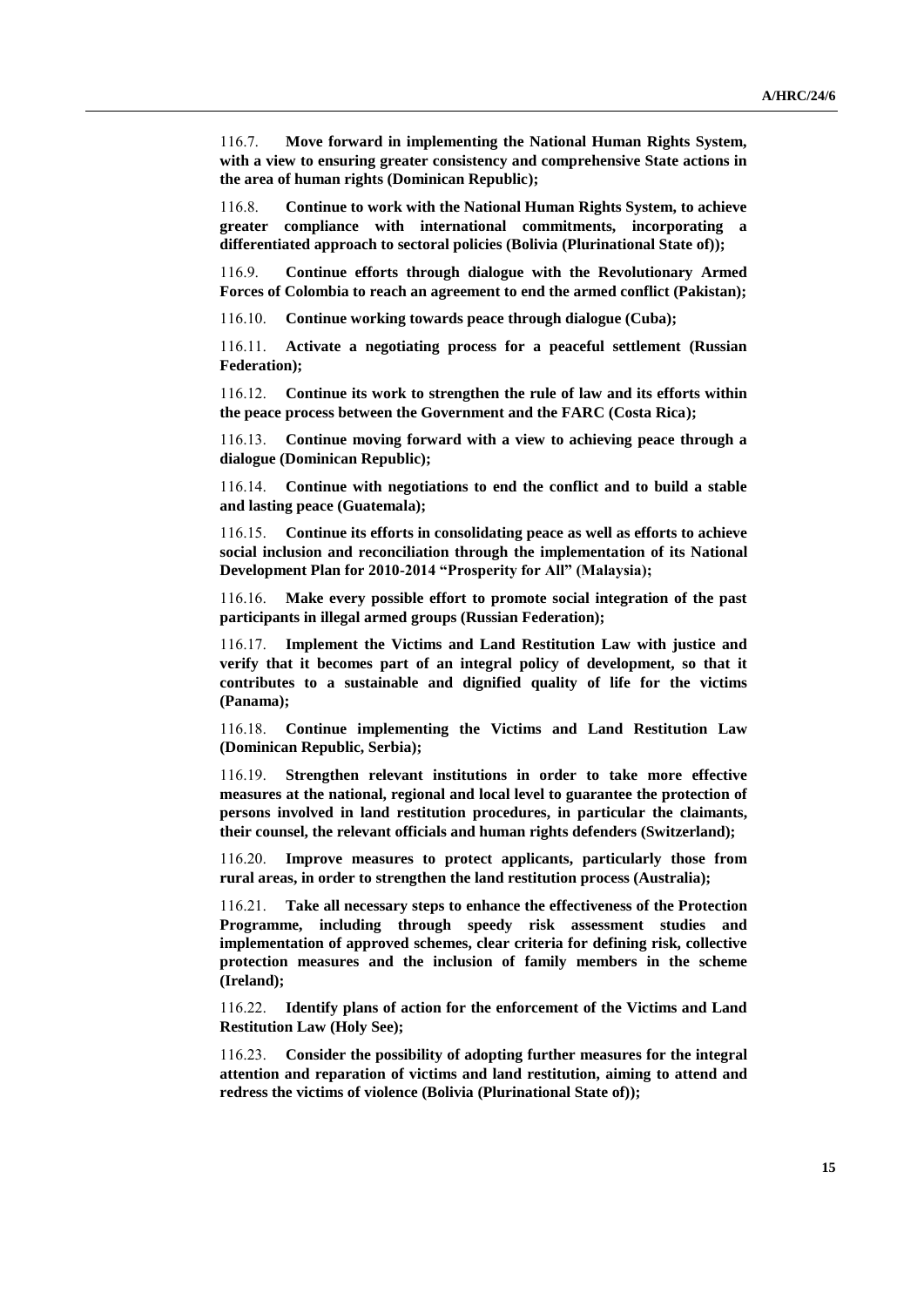116.7. **Move forward in implementing the National Human Rights System, with a view to ensuring greater consistency and comprehensive State actions in the area of human rights (Dominican Republic);**

116.8. **Continue to work with the National Human Rights System, to achieve greater compliance with international commitments, incorporating a differentiated approach to sectoral policies (Bolivia (Plurinational State of));**

116.9. **Continue efforts through dialogue with the Revolutionary Armed Forces of Colombia to reach an agreement to end the armed conflict (Pakistan);**

116.10. **Continue working towards peace through dialogue (Cuba);**

116.11. **Activate a negotiating process for a peaceful settlement (Russian Federation);**

116.12. **Continue its work to strengthen the rule of law and its efforts within the peace process between the Government and the FARC (Costa Rica);**

116.13. **Continue moving forward with a view to achieving peace through a dialogue (Dominican Republic);**

116.14. **Continue with negotiations to end the conflict and to build a stable and lasting peace (Guatemala);**

116.15. **Continue its efforts in consolidating peace as well as efforts to achieve social inclusion and reconciliation through the implementation of its National Development Plan for 2010-2014 "Prosperity for All" (Malaysia);**

116.16. **Make every possible effort to promote social integration of the past participants in illegal armed groups (Russian Federation);**

116.17. **Implement the Victims and Land Restitution Law with justice and verify that it becomes part of an integral policy of development, so that it contributes to a sustainable and dignified quality of life for the victims (Panama);**

116.18. **Continue implementing the Victims and Land Restitution Law (Dominican Republic, Serbia);**

116.19. **Strengthen relevant institutions in order to take more effective measures at the national, regional and local level to guarantee the protection of persons involved in land restitution procedures, in particular the claimants, their counsel, the relevant officials and human rights defenders (Switzerland);**

116.20. **Improve measures to protect applicants, particularly those from rural areas, in order to strengthen the land restitution process (Australia);**

116.21. **Take all necessary steps to enhance the effectiveness of the Protection Programme, including through speedy risk assessment studies and implementation of approved schemes, clear criteria for defining risk, collective protection measures and the inclusion of family members in the scheme (Ireland);**

116.22. **Identify plans of action for the enforcement of the Victims and Land Restitution Law (Holy See);**

116.23. **Consider the possibility of adopting further measures for the integral attention and reparation of victims and land restitution, aiming to attend and redress the victims of violence (Bolivia (Plurinational State of));**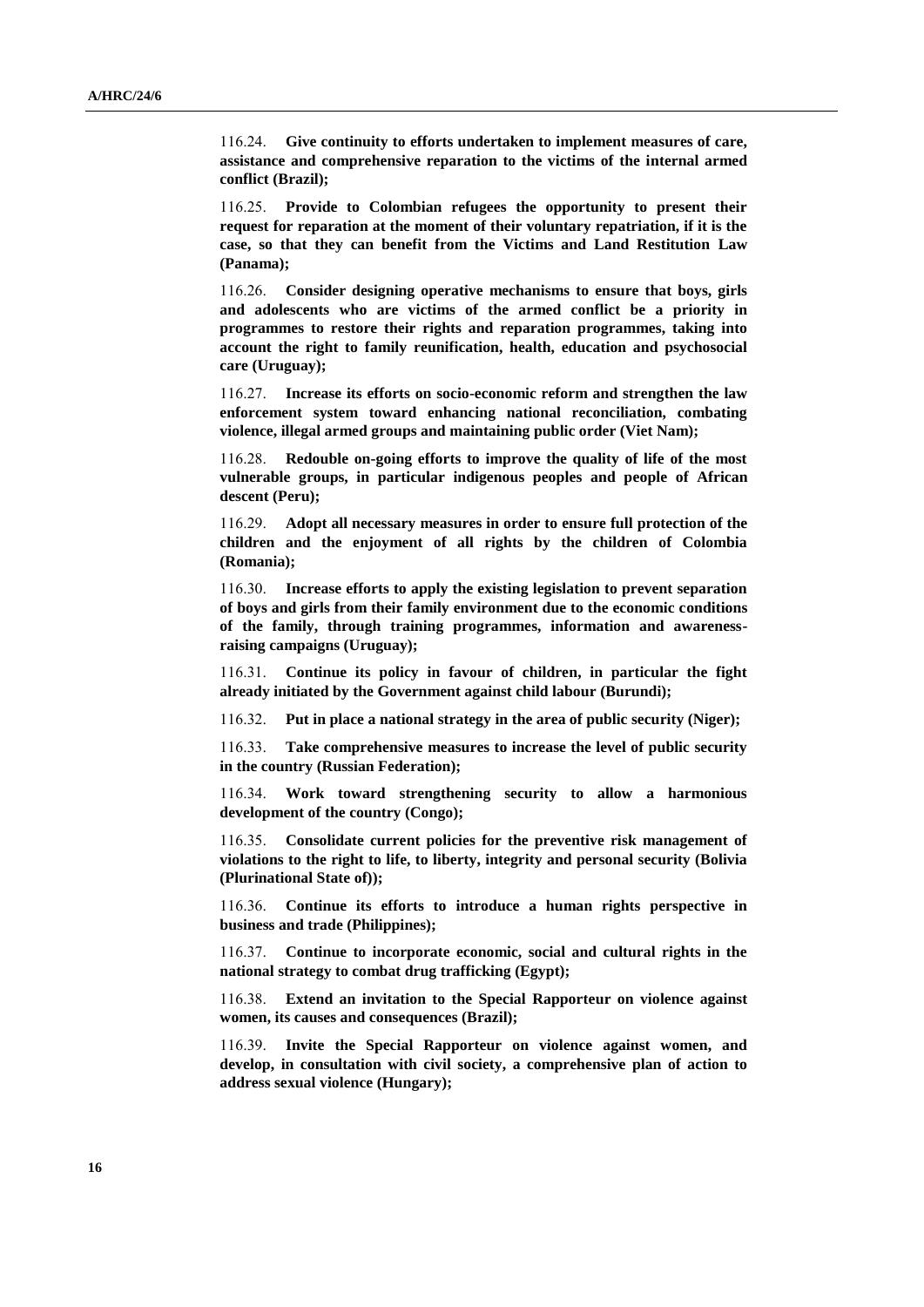116.24. **Give continuity to efforts undertaken to implement measures of care, assistance and comprehensive reparation to the victims of the internal armed conflict (Brazil);**

116.25. **Provide to Colombian refugees the opportunity to present their request for reparation at the moment of their voluntary repatriation, if it is the case, so that they can benefit from the Victims and Land Restitution Law (Panama);**

116.26. **Consider designing operative mechanisms to ensure that boys, girls and adolescents who are victims of the armed conflict be a priority in programmes to restore their rights and reparation programmes, taking into account the right to family reunification, health, education and psychosocial care (Uruguay);**

116.27. **Increase its efforts on socio-economic reform and strengthen the law enforcement system toward enhancing national reconciliation, combating violence, illegal armed groups and maintaining public order (Viet Nam);**

116.28. **Redouble on-going efforts to improve the quality of life of the most vulnerable groups, in particular indigenous peoples and people of African descent (Peru);**

116.29. **Adopt all necessary measures in order to ensure full protection of the children and the enjoyment of all rights by the children of Colombia (Romania);**

116.30. **Increase efforts to apply the existing legislation to prevent separation of boys and girls from their family environment due to the economic conditions of the family, through training programmes, information and awareness-raising campaigns (Uruguay);**

116.31. **Continue its policy in favour of children, in particular the fight already initiated by the Government against child labour (Burundi);**

116.32. **Put in place a national strategy in the area of public security (Niger);**

116.33. **Take comprehensive measures to increase the level of public security in the country (Russian Federation);**

116.34. **Work toward strengthening security to allow a harmonious development of the country (Congo);**

116.35. **Consolidate current policies for the preventive risk management of violations to the right to life, to liberty, integrity and personal security (Bolivia (Plurinational State of));**

116.36. **Continue its efforts to introduce a human rights perspective in business and trade (Philippines);**

116.37. **Continue to incorporate economic, social and cultural rights in the national strategy to combat drug trafficking (Egypt);**

116.38. **Extend an invitation to the Special Rapporteur on violence against women, its causes and consequences (Brazil);**

116.39. **Invite the Special Rapporteur on violence against women, and develop, in consultation with civil society, a comprehensive plan of action to address sexual violence (Hungary);**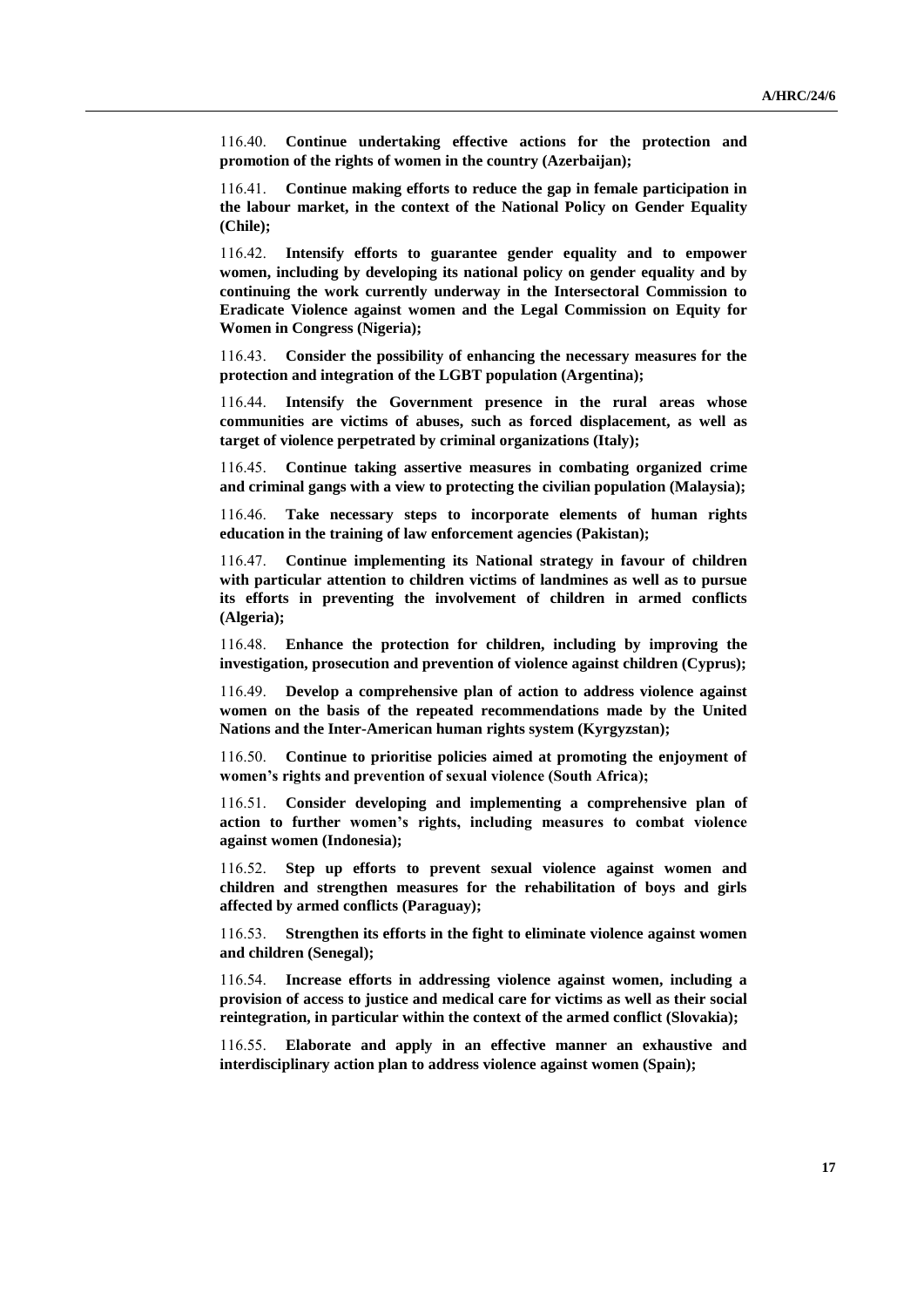116.40. **Continue undertaking effective actions for the protection and promotion of the rights of women in the country (Azerbaijan);**

116.41. **Continue making efforts to reduce the gap in female participation in the labour market, in the context of the National Policy on Gender Equality (Chile);**

116.42. **Intensify efforts to guarantee gender equality and to empower women, including by developing its national policy on gender equality and by continuing the work currently underway in the Intersectoral Commission to Eradicate Violence against women and the Legal Commission on Equity for Women in Congress (Nigeria);**

116.43. **Consider the possibility of enhancing the necessary measures for the protection and integration of the LGBT population (Argentina);**

116.44. **Intensify the Government presence in the rural areas whose communities are victims of abuses, such as forced displacement, as well as target of violence perpetrated by criminal organizations (Italy);**

116.45. **Continue taking assertive measures in combating organized crime and criminal gangs with a view to protecting the civilian population (Malaysia);**

116.46. **Take necessary steps to incorporate elements of human rights education in the training of law enforcement agencies (Pakistan);**

116.47. **Continue implementing its National strategy in favour of children with particular attention to children victims of landmines as well as to pursue its efforts in preventing the involvement of children in armed conflicts (Algeria);**

116.48. **Enhance the protection for children, including by improving the investigation, prosecution and prevention of violence against children (Cyprus);**

116.49. **Develop a comprehensive plan of action to address violence against women on the basis of the repeated recommendations made by the United Nations and the Inter-American human rights system (Kyrgyzstan);**

116.50. **Continue to prioritise policies aimed at promoting the enjoyment of women's rights and prevention of sexual violence (South Africa);**

116.51. **Consider developing and implementing a comprehensive plan of action to further women's rights, including measures to combat violence against women (Indonesia);**

116.52. **Step up efforts to prevent sexual violence against women and children and strengthen measures for the rehabilitation of boys and girls affected by armed conflicts (Paraguay);**

116.53. **Strengthen its efforts in the fight to eliminate violence against women and children (Senegal);**

116.54. **Increase efforts in addressing violence against women, including a provision of access to justice and medical care for victims as well as their social reintegration, in particular within the context of the armed conflict (Slovakia);**

116.55. **Elaborate and apply in an effective manner an exhaustive and interdisciplinary action plan to address violence against women (Spain);**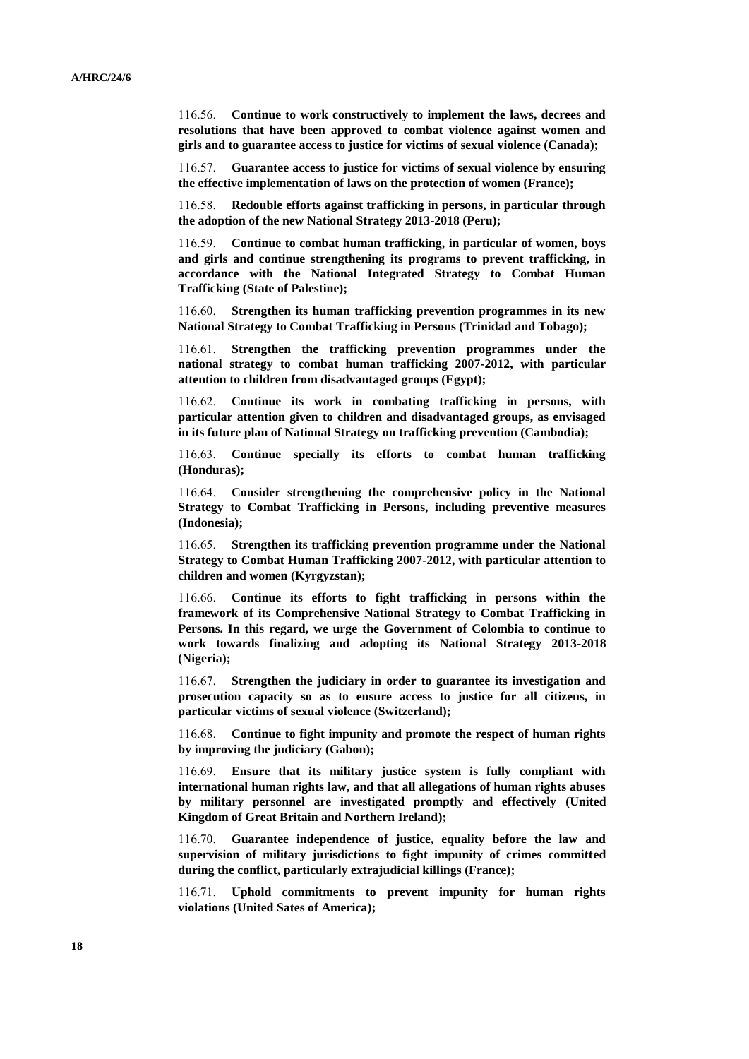116.56. **Continue to work constructively to implement the laws, decrees and resolutions that have been approved to combat violence against women and girls and to guarantee access to justice for victims of sexual violence (Canada);**

116.57. **Guarantee access to justice for victims of sexual violence by ensuring the effective implementation of laws on the protection of women (France);**

116.58. **Redouble efforts against trafficking in persons, in particular through the adoption of the new National Strategy 2013-2018 (Peru);**

116.59. **Continue to combat human trafficking, in particular of women, boys and girls and continue strengthening its programs to prevent trafficking, in accordance with the National Integrated Strategy to Combat Human Trafficking (State of Palestine);**

116.60. **Strengthen its human trafficking prevention programmes in its new National Strategy to Combat Trafficking in Persons (Trinidad and Tobago);**

116.61. **Strengthen the trafficking prevention programmes under the national strategy to combat human trafficking 2007-2012, with particular attention to children from disadvantaged groups (Egypt);**

116.62. **Continue its work in combating trafficking in persons, with particular attention given to children and disadvantaged groups, as envisaged in its future plan of National Strategy on trafficking prevention (Cambodia);**

116.63. **Continue specially its efforts to combat human trafficking (Honduras);**

116.64. **Consider strengthening the comprehensive policy in the National Strategy to Combat Trafficking in Persons, including preventive measures (Indonesia);**

116.65. **Strengthen its trafficking prevention programme under the National Strategy to Combat Human Trafficking 2007-2012, with particular attention to children and women (Kyrgyzstan);**

116.66. **Continue its efforts to fight trafficking in persons within the framework of its Comprehensive National Strategy to Combat Trafficking in Persons. In this regard, we urge the Government of Colombia to continue to work towards finalizing and adopting its National Strategy 2013-2018 (Nigeria);**

116.67. **Strengthen the judiciary in order to guarantee its investigation and prosecution capacity so as to ensure access to justice for all citizens, in particular victims of sexual violence (Switzerland);**

116.68. **Continue to fight impunity and promote the respect of human rights by improving the judiciary (Gabon);**

116.69. **Ensure that its military justice system is fully compliant with international human rights law, and that all allegations of human rights abuses by military personnel are investigated promptly and effectively (United Kingdom of Great Britain and Northern Ireland);**

116.70. **Guarantee independence of justice, equality before the law and supervision of military jurisdictions to fight impunity of crimes committed during the conflict, particularly extrajudicial killings (France);**

116.71. **Uphold commitments to prevent impunity for human rights violations (United Sates of America);**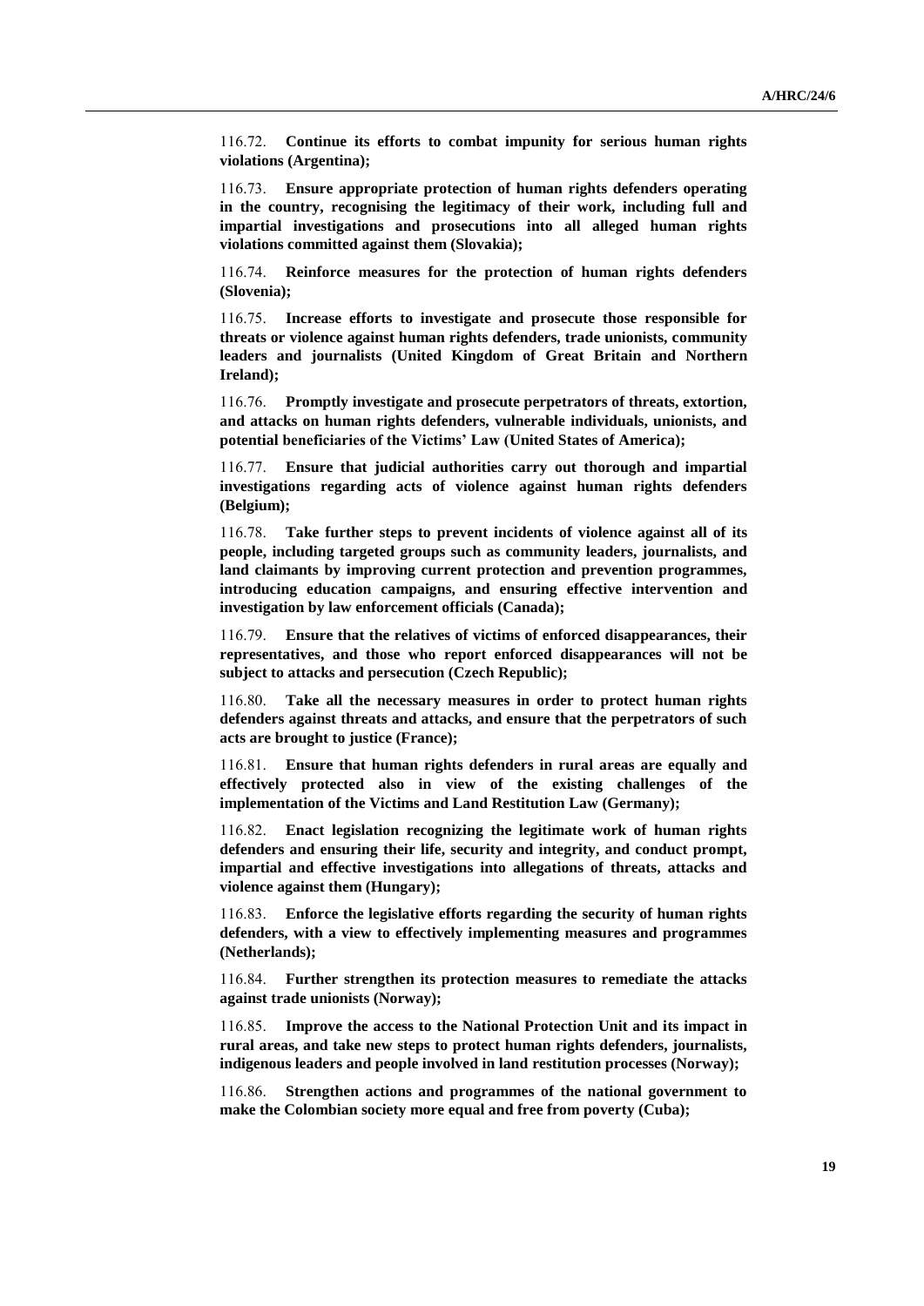116.72. **Continue its efforts to combat impunity for serious human rights violations (Argentina);**

116.73. **Ensure appropriate protection of human rights defenders operating in the country, recognising the legitimacy of their work, including full and impartial investigations and prosecutions into all alleged human rights violations committed against them (Slovakia);**

116.74. **Reinforce measures for the protection of human rights defenders (Slovenia);**

116.75. **Increase efforts to investigate and prosecute those responsible for threats or violence against human rights defenders, trade unionists, community leaders and journalists (United Kingdom of Great Britain and Northern Ireland);**

116.76. **Promptly investigate and prosecute perpetrators of threats, extortion, and attacks on human rights defenders, vulnerable individuals, unionists, and potential beneficiaries of the Victims' Law (United States of America);**

116.77. **Ensure that judicial authorities carry out thorough and impartial investigations regarding acts of violence against human rights defenders (Belgium);**

116.78. **Take further steps to prevent incidents of violence against all of its people, including targeted groups such as community leaders, journalists, and land claimants by improving current protection and prevention programmes, introducing education campaigns, and ensuring effective intervention and investigation by law enforcement officials (Canada);**

116.79. **Ensure that the relatives of victims of enforced disappearances, their representatives, and those who report enforced disappearances will not be subject to attacks and persecution (Czech Republic);**

116.80. **Take all the necessary measures in order to protect human rights defenders against threats and attacks, and ensure that the perpetrators of such acts are brought to justice (France);**

116.81. **Ensure that human rights defenders in rural areas are equally and effectively protected also in view of the existing challenges of the implementation of the Victims and Land Restitution Law (Germany);**

116.82. **Enact legislation recognizing the legitimate work of human rights defenders and ensuring their life, security and integrity, and conduct prompt, impartial and effective investigations into allegations of threats, attacks and violence against them (Hungary);**

116.83. **Enforce the legislative efforts regarding the security of human rights defenders, with a view to effectively implementing measures and programmes (Netherlands);**

116.84. **Further strengthen its protection measures to remediate the attacks against trade unionists (Norway);**

116.85. **Improve the access to the National Protection Unit and its impact in rural areas, and take new steps to protect human rights defenders, journalists, indigenous leaders and people involved in land restitution processes (Norway);**

116.86. **Strengthen actions and programmes of the national government to make the Colombian society more equal and free from poverty (Cuba);**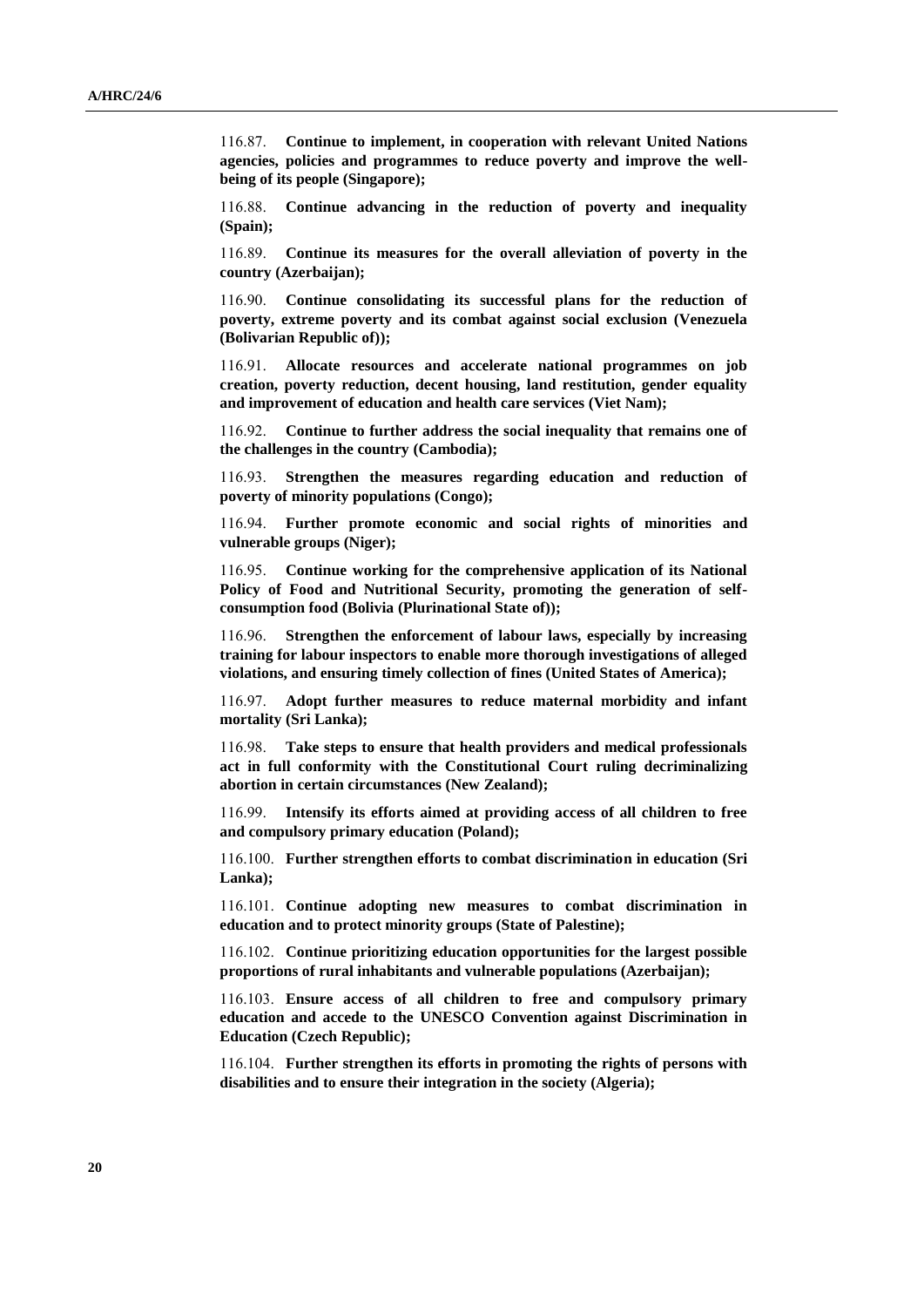116.87. **Continue to implement, in cooperation with relevant United Nations agencies, policies and programmes to reduce poverty and improve the well-being of its people (Singapore);**

116.88. **Continue advancing in the reduction of poverty and inequality (Spain);**

116.89. **Continue its measures for the overall alleviation of poverty in the country (Azerbaijan);**

116.90. **Continue consolidating its successful plans for the reduction of poverty, extreme poverty and its combat against social exclusion (Venezuela (Bolivarian Republic of));**

116.91. **Allocate resources and accelerate national programmes on job creation, poverty reduction, decent housing, land restitution, gender equality and improvement of education and health care services (Viet Nam);**

116.92. **Continue to further address the social inequality that remains one of the challenges in the country (Cambodia);**

116.93. **Strengthen the measures regarding education and reduction of poverty of minority populations (Congo);**

116.94. **Further promote economic and social rights of minorities and vulnerable groups (Niger);**

116.95. **Continue working for the comprehensive application of its National Policy of Food and Nutritional Security, promoting the generation of self-consumption food (Bolivia (Plurinational State of));**

116.96. **Strengthen the enforcement of labour laws, especially by increasing training for labour inspectors to enable more thorough investigations of alleged violations, and ensuring timely collection of fines (United States of America);**

116.97. **Adopt further measures to reduce maternal morbidity and infant mortality (Sri Lanka);**

116.98. **Take steps to ensure that health providers and medical professionals act in full conformity with the Constitutional Court ruling decriminalizing abortion in certain circumstances (New Zealand);**

116.99. **Intensify its efforts aimed at providing access of all children to free and compulsory primary education (Poland);**

116.100. **Further strengthen efforts to combat discrimination in education (Sri Lanka);**

116.101. **Continue adopting new measures to combat discrimination in education and to protect minority groups (State of Palestine);**

116.102. **Continue prioritizing education opportunities for the largest possible proportions of rural inhabitants and vulnerable populations (Azerbaijan);**

116.103. **Ensure access of all children to free and compulsory primary education and accede to the UNESCO Convention against Discrimination in Education (Czech Republic);**

116.104. **Further strengthen its efforts in promoting the rights of persons with disabilities and to ensure their integration in the society (Algeria);**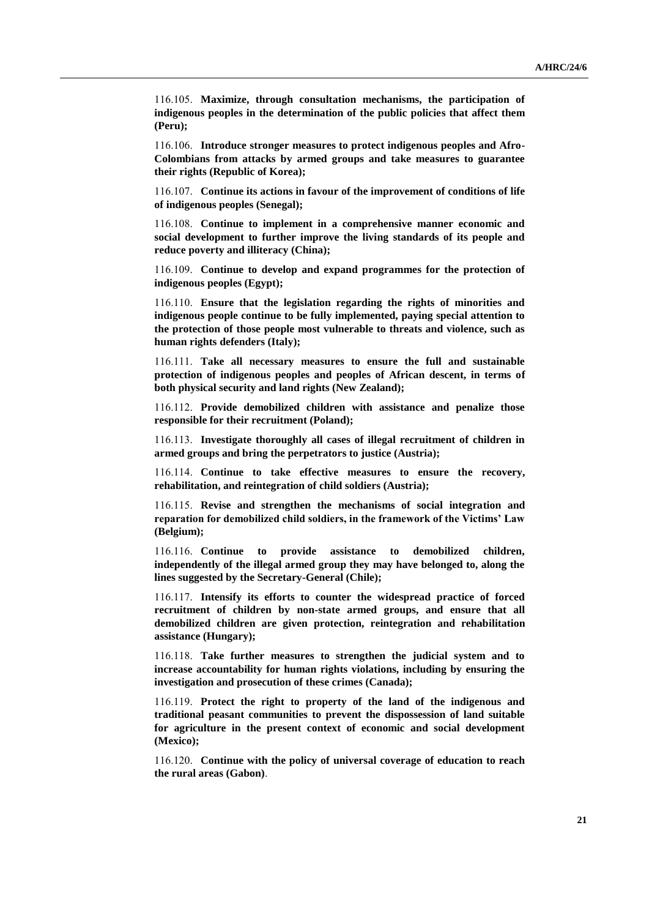116.105. **Maximize, through consultation mechanisms, the participation of indigenous peoples in the determination of the public policies that affect them (Peru);**

116.106. **Introduce stronger measures to protect indigenous peoples and Afro-Colombians from attacks by armed groups and take measures to guarantee their rights (Republic of Korea);**

116.107. **Continue its actions in favour of the improvement of conditions of life of indigenous peoples (Senegal);**

116.108. **Continue to implement in a comprehensive manner economic and social development to further improve the living standards of its people and reduce poverty and illiteracy (China);**

116.109. **Continue to develop and expand programmes for the protection of indigenous peoples (Egypt);**

116.110. **Ensure that the legislation regarding the rights of minorities and indigenous people continue to be fully implemented, paying special attention to the protection of those people most vulnerable to threats and violence, such as human rights defenders (Italy);**

116.111. **Take all necessary measures to ensure the full and sustainable protection of indigenous peoples and peoples of African descent, in terms of both physical security and land rights (New Zealand);**

116.112. **Provide demobilized children with assistance and penalize those responsible for their recruitment (Poland);**

116.113. **Investigate thoroughly all cases of illegal recruitment of children in armed groups and bring the perpetrators to justice (Austria);**

116.114. **Continue to take effective measures to ensure the recovery, rehabilitation, and reintegration of child soldiers (Austria);**

116.115. **Revise and strengthen the mechanisms of social integration and reparation for demobilized child soldiers, in the framework of the Victims' Law (Belgium);**

116.116. **Continue to provide assistance to demobilized children, independently of the illegal armed group they may have belonged to, along the lines suggested by the Secretary-General (Chile);**

116.117. **Intensify its efforts to counter the widespread practice of forced recruitment of children by non-state armed groups, and ensure that all demobilized children are given protection, reintegration and rehabilitation assistance (Hungary);**

116.118. **Take further measures to strengthen the judicial system and to increase accountability for human rights violations, including by ensuring the investigation and prosecution of these crimes (Canada);**

116.119. **Protect the right to property of the land of the indigenous and traditional peasant communities to prevent the dispossession of land suitable for agriculture in the present context of economic and social development (Mexico);**

116.120. **Continue with the policy of universal coverage of education to reach the rural areas (Gabon)**.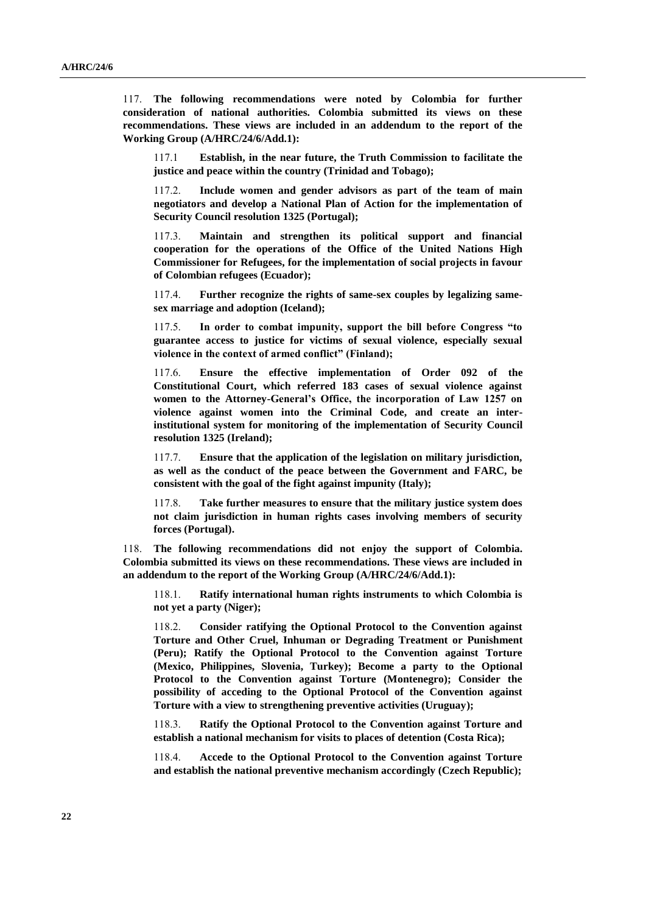117. **The following recommendations were noted by Colombia for further consideration of national authorities. Colombia submitted its views on these recommendations. These views are included in an addendum to the report of the Working Group (A/HRC/24/6/Add.1):**

117.1 **Establish, in the near future, the Truth Commission to facilitate the justice and peace within the country (Trinidad and Tobago);**

117.2. **Include women and gender advisors as part of the team of main negotiators and develop a National Plan of Action for the implementation of Security Council resolution 1325 (Portugal);**

117.3. **Maintain and strengthen its political support and financial cooperation for the operations of the Office of the United Nations High Commissioner for Refugees, for the implementation of social projects in favour of Colombian refugees (Ecuador);**

117.4. **Further recognize the rights of same-sex couples by legalizing same-sex marriage and adoption (Iceland);**

117.5. **In order to combat impunity, support the bill before Congress "to guarantee access to justice for victims of sexual violence, especially sexual violence in the context of armed conflict" (Finland);**

117.6. **Ensure the effective implementation of Order 092 of the Constitutional Court, which referred 183 cases of sexual violence against women to the Attorney-General's Office, the incorporation of Law 1257 on violence against women into the Criminal Code, and create an inter-institutional system for monitoring of the implementation of Security Council resolution 1325 (Ireland);**

117.7. **Ensure that the application of the legislation on military jurisdiction, as well as the conduct of the peace between the Government and FARC, be consistent with the goal of the fight against impunity (Italy);**

117.8. **Take further measures to ensure that the military justice system does not claim jurisdiction in human rights cases involving members of security forces (Portugal).**

118. **The following recommendations did not enjoy the support of Colombia. Colombia submitted its views on these recommendations. These views are included in an addendum to the report of the Working Group (A/HRC/24/6/Add.1):**

118.1. **Ratify international human rights instruments to which Colombia is not yet a party (Niger);**

118.2. **Consider ratifying the Optional Protocol to the Convention against Torture and Other Cruel, Inhuman or Degrading Treatment or Punishment (Peru); Ratify the Optional Protocol to the Convention against Torture (Mexico, Philippines, Slovenia, Turkey); Become a party to the Optional Protocol to the Convention against Torture (Montenegro); Consider the possibility of acceding to the Optional Protocol of the Convention against Torture with a view to strengthening preventive activities (Uruguay);**

118.3. **Ratify the Optional Protocol to the Convention against Torture and establish a national mechanism for visits to places of detention (Costa Rica);**

118.4. **Accede to the Optional Protocol to the Convention against Torture and establish the national preventive mechanism accordingly (Czech Republic);**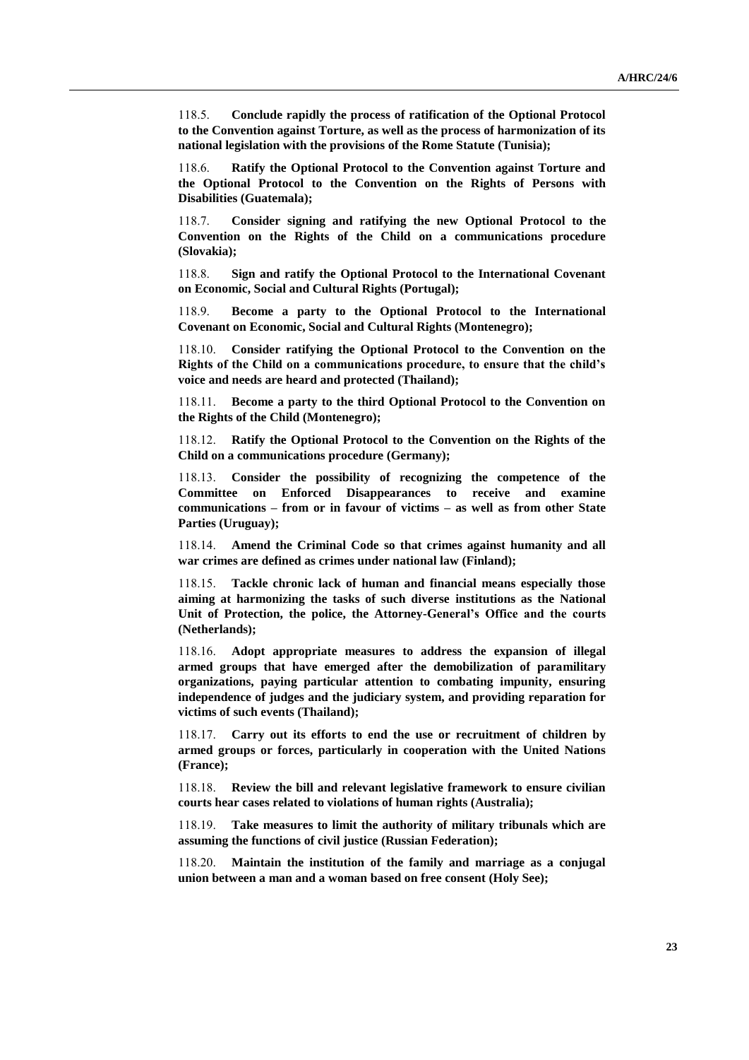118.5. **Conclude rapidly the process of ratification of the Optional Protocol to the Convention against Torture, as well as the process of harmonization of its national legislation with the provisions of the Rome Statute (Tunisia);**

118.6. **Ratify the Optional Protocol to the Convention against Torture and the Optional Protocol to the Convention on the Rights of Persons with Disabilities (Guatemala);**

118.7. **Consider signing and ratifying the new Optional Protocol to the Convention on the Rights of the Child on a communications procedure (Slovakia);**

118.8. **Sign and ratify the Optional Protocol to the International Covenant on Economic, Social and Cultural Rights (Portugal);**

118.9. **Become a party to the Optional Protocol to the International Covenant on Economic, Social and Cultural Rights (Montenegro);**

118.10. **Consider ratifying the Optional Protocol to the Convention on the Rights of the Child on a communications procedure, to ensure that the child's voice and needs are heard and protected (Thailand);**

118.11. **Become a party to the third Optional Protocol to the Convention on the Rights of the Child (Montenegro);**

118.12. **Ratify the Optional Protocol to the Convention on the Rights of the Child on a communications procedure (Germany);**

118.13. **Consider the possibility of recognizing the competence of the Committee on Enforced Disappearances to receive and examine communications – from or in favour of victims – as well as from other State Parties (Uruguay);**

118.14. **Amend the Criminal Code so that crimes against humanity and all war crimes are defined as crimes under national law (Finland);**

118.15. **Tackle chronic lack of human and financial means especially those aiming at harmonizing the tasks of such diverse institutions as the National Unit of Protection, the police, the Attorney-General's Office and the courts (Netherlands);**

118.16. **Adopt appropriate measures to address the expansion of illegal armed groups that have emerged after the demobilization of paramilitary organizations, paying particular attention to combating impunity, ensuring independence of judges and the judiciary system, and providing reparation for victims of such events (Thailand);**

118.17. **Carry out its efforts to end the use or recruitment of children by armed groups or forces, particularly in cooperation with the United Nations (France);**

118.18. **Review the bill and relevant legislative framework to ensure civilian courts hear cases related to violations of human rights (Australia);**

118.19. **Take measures to limit the authority of military tribunals which are assuming the functions of civil justice (Russian Federation);**

118.20. **Maintain the institution of the family and marriage as a conjugal union between a man and a woman based on free consent (Holy See);**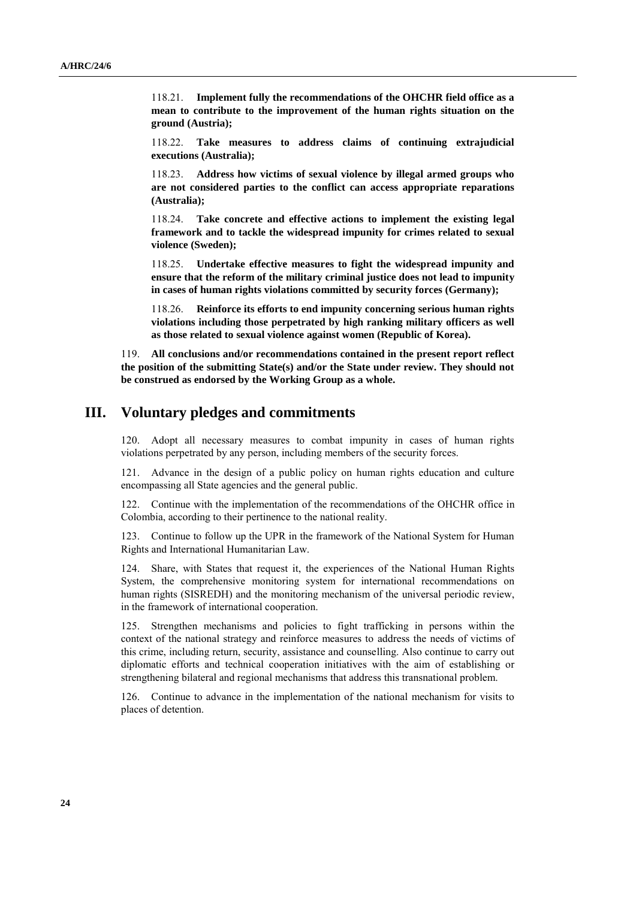118.21. **Implement fully the recommendations of the OHCHR field office as a mean to contribute to the improvement of the human rights situation on the ground (Austria);**

118.22. **Take measures to address claims of continuing extrajudicial executions (Australia);**

118.23. **Address how victims of sexual violence by illegal armed groups who are not considered parties to the conflict can access appropriate reparations (Australia);**

118.24. **Take concrete and effective actions to implement the existing legal framework and to tackle the widespread impunity for crimes related to sexual violence (Sweden);**

118.25. **Undertake effective measures to fight the widespread impunity and ensure that the reform of the military criminal justice does not lead to impunity in cases of human rights violations committed by security forces (Germany);**

118.26. **Reinforce its efforts to end impunity concerning serious human rights violations including those perpetrated by high ranking military officers as well as those related to sexual violence against women (Republic of Korea).**

119. **All conclusions and/or recommendations contained in the present report reflect the position of the submitting State(s) and/or the State under review. They should not be construed as endorsed by the Working Group as a whole.**

# III. Voluntary pledges and commitments

120. Adopt all necessary measures to combat impunity in cases of human rights violations perpetrated by any person, including members of the security forces.

121. Advance in the design of a public policy on human rights education and culture encompassing all State agencies and the general public.

122. Continue with the implementation of the recommendations of the OHCHR office in Colombia, according to their pertinence to the national reality.

123. Continue to follow up the UPR in the framework of the National System for Human Rights and International Humanitarian Law.

124. Share, with States that request it, the experiences of the National Human Rights System, the comprehensive monitoring system for international recommendations on human rights (SISREDH) and the monitoring mechanism of the universal periodic review, in the framework of international cooperation.

125. Strengthen mechanisms and policies to fight trafficking in persons within the context of the national strategy and reinforce measures to address the needs of victims of this crime, including return, security, assistance and counselling. Also continue to carry out diplomatic efforts and technical cooperation initiatives with the aim of establishing or strengthening bilateral and regional mechanisms that address this transnational problem.

126. Continue to advance in the implementation of the national mechanism for visits to places of detention.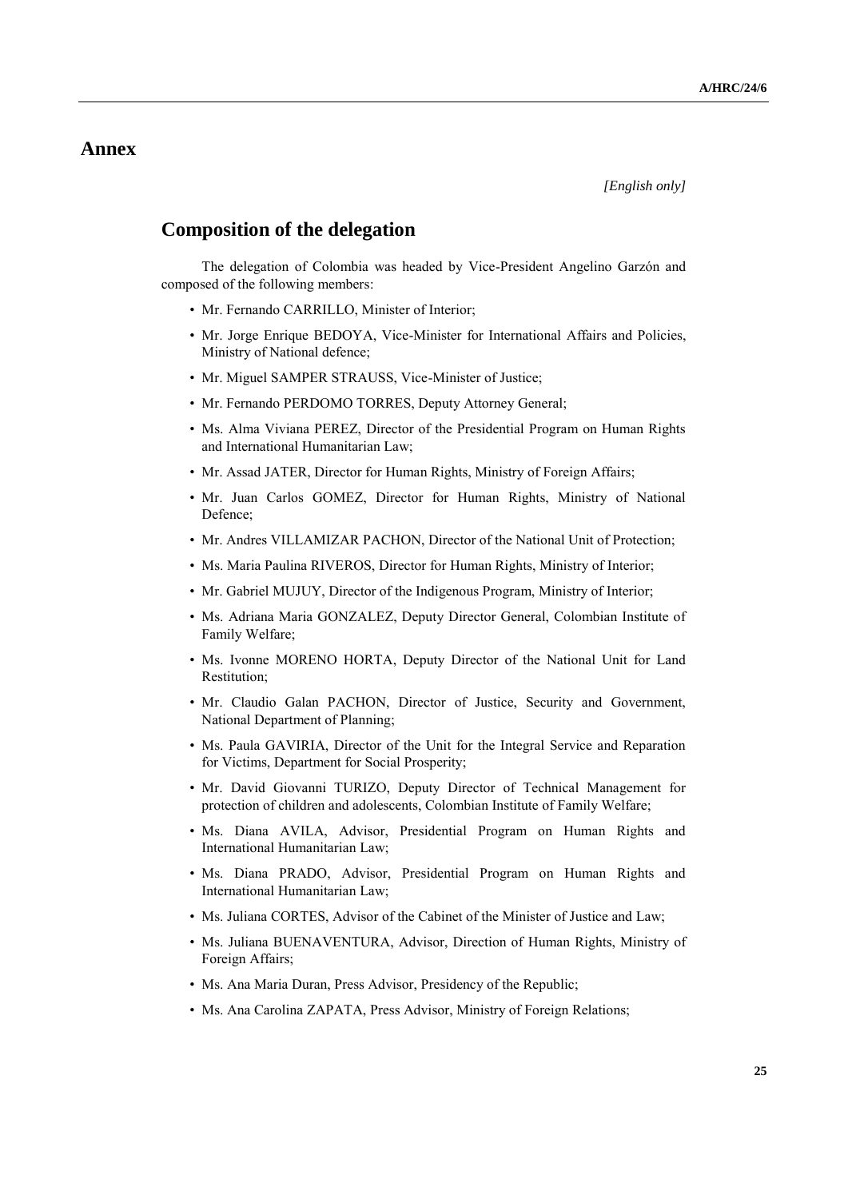# Annex

*[English only]*

## Composition of the delegation

The delegation of Colombia was headed by Vice-President Angelino Garzón and composed of the following members:

- Mr. Fernando CARRILLO, Minister of Interior;
- Mr. Jorge Enrique BEDOYA, Vice-Minister for International Affairs and Policies, Ministry of National defence;
- Mr. Miguel SAMPER STRAUSS, Vice-Minister of Justice;
- Mr. Fernando PERDOMO TORRES, Deputy Attorney General;
- Ms. Alma Viviana PEREZ, Director of the Presidential Program on Human Rights and International Humanitarian Law;
- Mr. Assad JATER, Director for Human Rights, Ministry of Foreign Affairs;
- Mr. Juan Carlos GOMEZ, Director for Human Rights, Ministry of National Defence;
- Mr. Andres VILLAMIZAR PACHON, Director of the National Unit of Protection;
- Ms. Maria Paulina RIVEROS, Director for Human Rights, Ministry of Interior;
- Mr. Gabriel MUJUY, Director of the Indigenous Program, Ministry of Interior;
- Ms. Adriana Maria GONZALEZ, Deputy Director General, Colombian Institute of Family Welfare;
- Ms. Ivonne MORENO HORTA, Deputy Director of the National Unit for Land Restitution;
- Mr. Claudio Galan PACHON, Director of Justice, Security and Government, National Department of Planning;
- Ms. Paula GAVIRIA, Director of the Unit for the Integral Service and Reparation for Victims, Department for Social Prosperity;
- Mr. David Giovanni TURIZO, Deputy Director of Technical Management for protection of children and adolescents, Colombian Institute of Family Welfare;
- Ms. Diana AVILA, Advisor, Presidential Program on Human Rights and International Humanitarian Law;
- Ms. Diana PRADO, Advisor, Presidential Program on Human Rights and International Humanitarian Law;
- Ms. Juliana CORTES, Advisor of the Cabinet of the Minister of Justice and Law;
- Ms. Juliana BUENAVENTURA, Advisor, Direction of Human Rights, Ministry of Foreign Affairs;
- Ms. Ana Maria Duran, Press Advisor, Presidency of the Republic;
- Ms. Ana Carolina ZAPATA, Press Advisor, Ministry of Foreign Relations;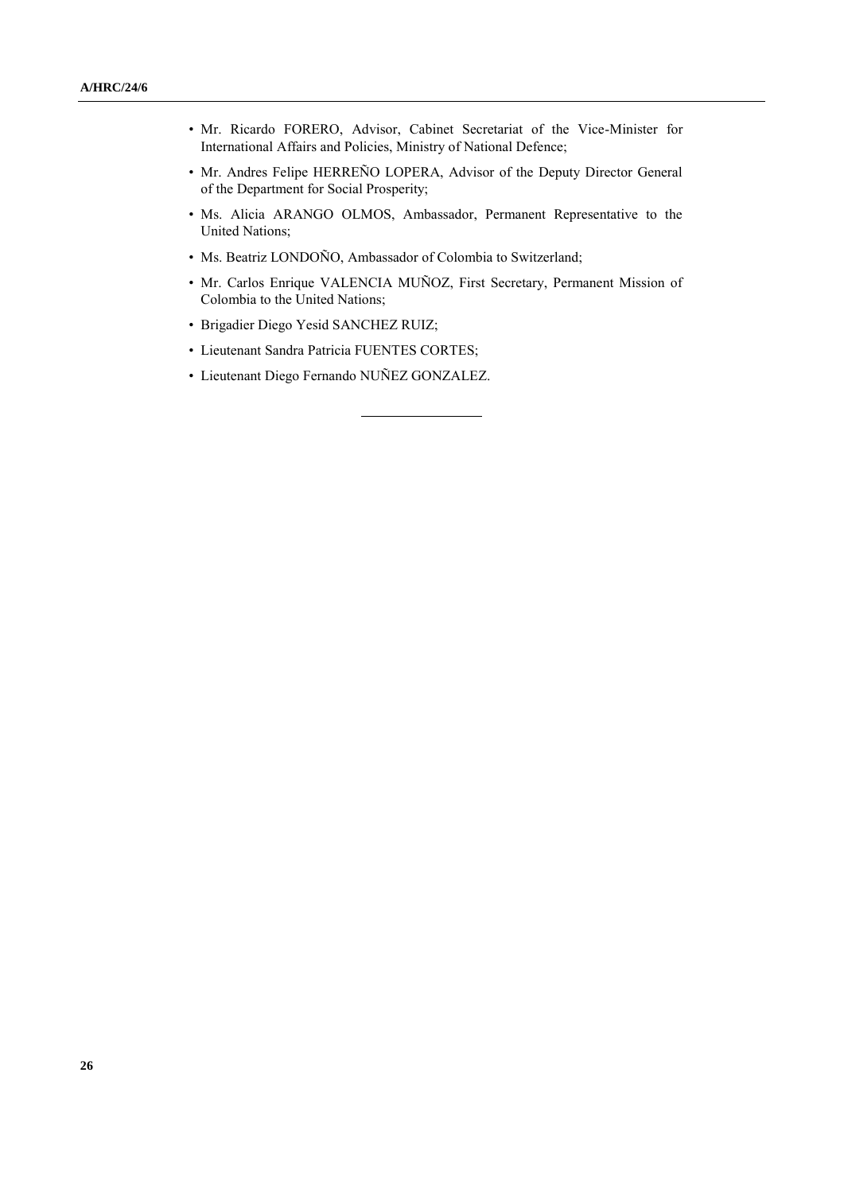- Mr. Ricardo FORERO, Advisor, Cabinet Secretariat of the Vice-Minister for International Affairs and Policies, Ministry of National Defence;
- Mr. Andres Felipe HERREÑO LOPERA, Advisor of the Deputy Director General of the Department for Social Prosperity;
- Ms. Alicia ARANGO OLMOS, Ambassador, Permanent Representative to the United Nations;
- Ms. Beatriz LONDOÑO, Ambassador of Colombia to Switzerland;
- Mr. Carlos Enrique VALENCIA MUÑOZ, First Secretary, Permanent Mission of Colombia to the United Nations;
- Brigadier Diego Yesid SANCHEZ RUIZ;
- Lieutenant Sandra Patricia FUENTES CORTES;
- Lieutenant Diego Fernando NUÑEZ GONZALEZ.